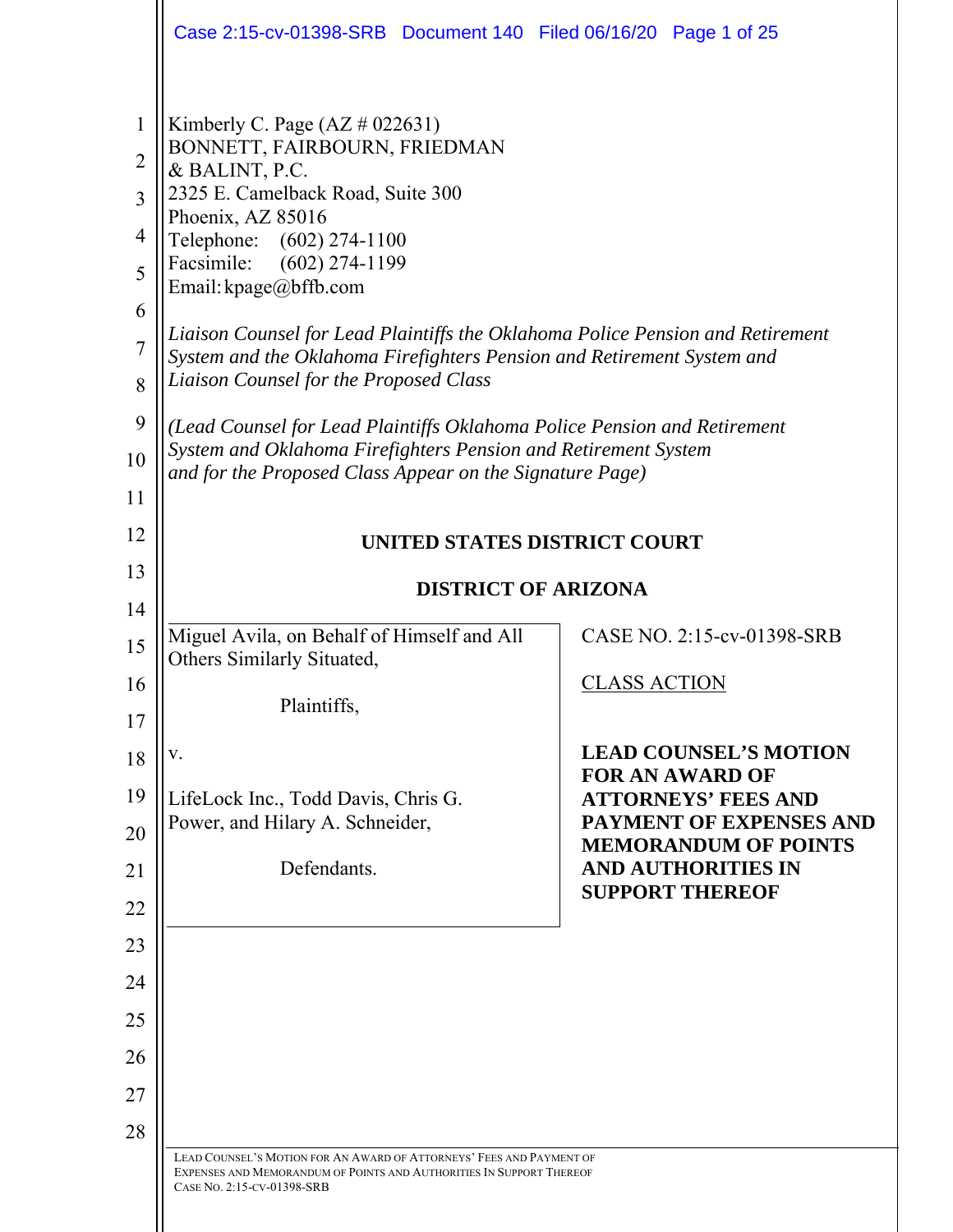Kimberly C. Page (AZ # 022631)
BONNETT, FAIRBOURN, FRIEDMAN
& BALINT, P.C.
2325 E. Camelback Road, Suite 300
Phoenix, AZ 85016
Telephone: (602) 274-1100
Facsimile: (602) 274-1199
Email: kpage@bffb.com

*Liaison Counsel for Lead Plaintiffs the Oklahoma Police Pension and Retirement System and the Oklahoma Firefighters Pension and Retirement System and Liaison Counsel for the Proposed Class*

*(Lead Counsel for Lead Plaintiffs Oklahoma Police Pension and Retirement System and Oklahoma Firefighters Pension and Retirement System and for the Proposed Class Appear on the Signature Page)*

**UNITED STATES DISTRICT COURT**

**DISTRICT OF ARIZONA**

| | |
|---|---|
| Miguel Avila, on Behalf of Himself and All Others Similarly Situated,<br><br>Plaintiffs,<br><br>v.<br><br>LifeLock Inc., Todd Davis, Chris G. Power, and Hilary A. Schneider,<br><br>Defendants. | CASE NO. 2:15-cv-01398-SRB<br><br>CLASS ACTION<br><br>**LEAD COUNSEL'S MOTION FOR AN AWARD OF ATTORNEYS' FEES AND PAYMENT OF EXPENSES AND MEMORANDUM OF POINTS AND AUTHORITIES IN SUPPORT THEREOF** |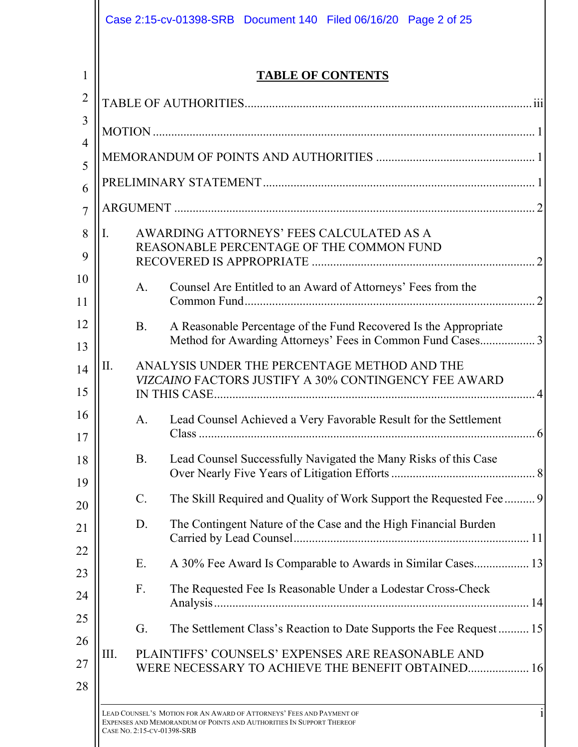# TABLE OF CONTENTS

TABLE OF AUTHORITIES ..... iii

MOTION ..... 1

MEMORANDUM OF POINTS AND AUTHORITIES ..... 1

PRELIMINARY STATEMENT ..... 1

ARGUMENT ..... 2

I. AWARDING ATTORNEYS' FEES CALCULATED AS A REASONABLE PERCENTAGE OF THE COMMON FUND RECOVERED IS APPROPRIATE ..... 2

- A. Counsel Are Entitled to an Award of Attorneys' Fees from the Common Fund ..... 2
- B. A Reasonable Percentage of the Fund Recovered Is the Appropriate Method for Awarding Attorneys' Fees in Common Fund Cases ..... 3

II. ANALYSIS UNDER THE PERCENTAGE METHOD AND THE *VIZCAINO* FACTORS JUSTIFY A 30% CONTINGENCY FEE AWARD IN THIS CASE ..... 4

- A. Lead Counsel Achieved a Very Favorable Result for the Settlement Class ..... 6
- B. Lead Counsel Successfully Navigated the Many Risks of this Case Over Nearly Five Years of Litigation Efforts ..... 8
- C. The Skill Required and Quality of Work Support the Requested Fee ..... 9
- D. The Contingent Nature of the Case and the High Financial Burden Carried by Lead Counsel ..... 11
- E. A 30% Fee Award Is Comparable to Awards in Similar Cases ..... 13
- F. The Requested Fee Is Reasonable Under a Lodestar Cross-Check Analysis ..... 14
- G. The Settlement Class's Reaction to Date Supports the Fee Request ..... 15

III. PLAINTIFFS' COUNSELS' EXPENSES ARE REASONABLE AND WERE NECESSARY TO ACHIEVE THE BENEFIT OBTAINED ..... 16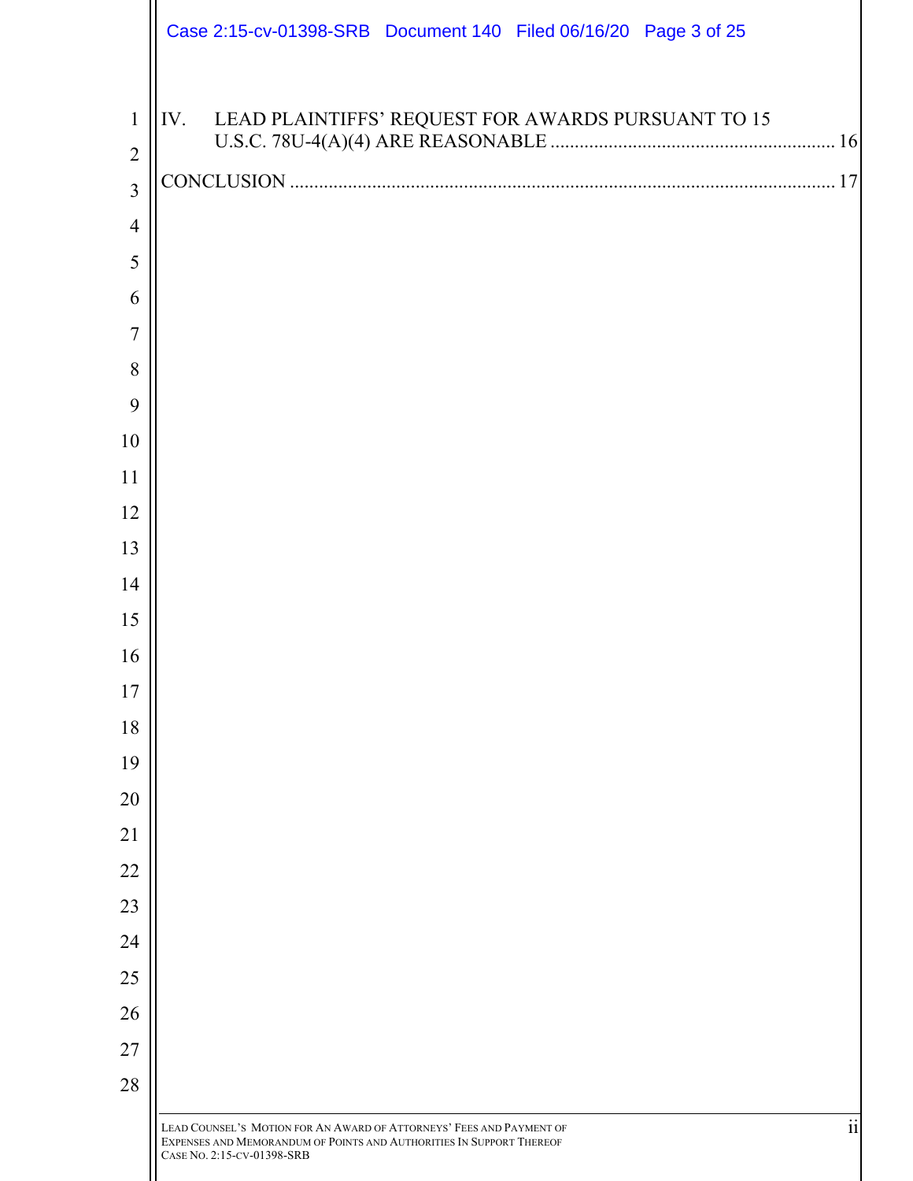IV. LEAD PLAINTIFFS' REQUEST FOR AWARDS PURSUANT TO 15 U.S.C. 78U-4(A)(4) ARE REASONABLE .......................................................... 16

CONCLUSION ................................................................................................................ 17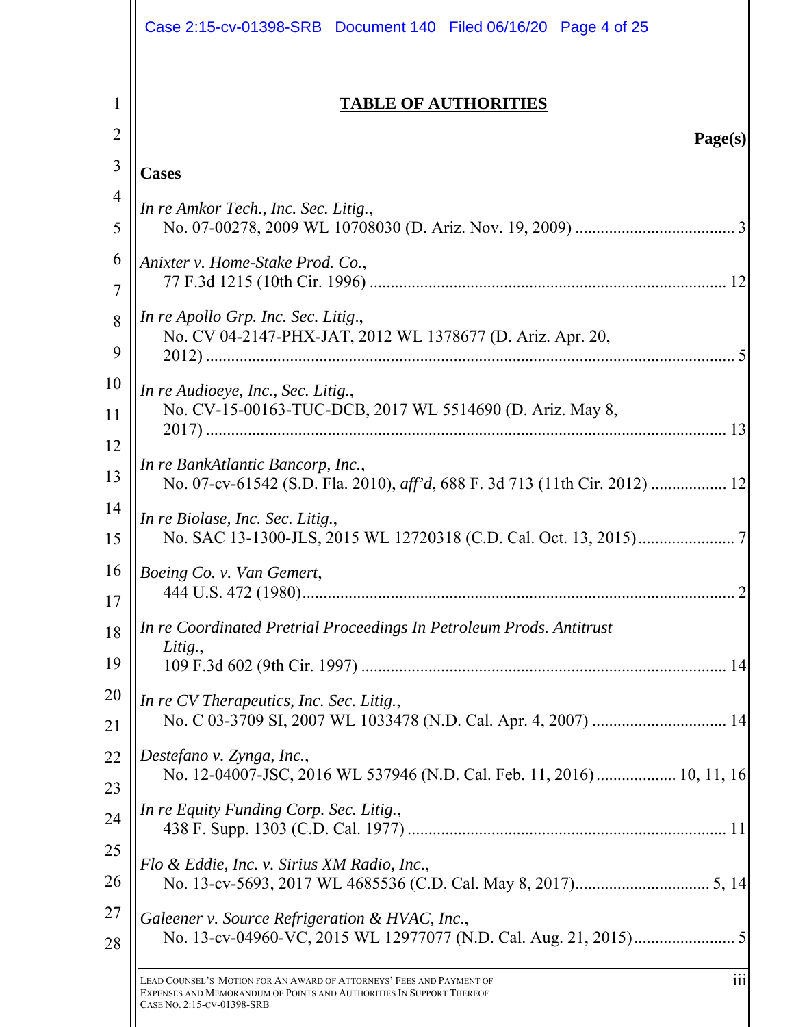## TABLE OF AUTHORITIES

**Page(s)**

**Cases**

*In re Amkor Tech., Inc. Sec. Litig.*,
No. 07-00278, 2009 WL 10708030 (D. Ariz. Nov. 19, 2009) ..................................... 3

*Anixter v. Home-Stake Prod. Co.*,
77 F.3d 1215 (10th Cir. 1996) .................................................................................... 12

*In re Apollo Grp. Inc. Sec. Litig.*,
No. CV 04-2147-PHX-JAT, 2012 WL 1378677 (D. Ariz. Apr. 20, 2012) ............................................................................................................... 5

*In re Audioeye, Inc., Sec. Litig.*,
No. CV-15-00163-TUC-DCB, 2017 WL 5514690 (D. Ariz. May 8, 2017) ............................................................................................................. 13

*In re BankAtlantic Bancorp, Inc.*,
No. 07-cv-61542 (S.D. Fla. 2010), *aff'd*, 688 F. 3d 713 (11th Cir. 2012) .................. 12

*In re Biolase, Inc. Sec. Litig.*,
No. SAC 13-1300-JLS, 2015 WL 12720318 (C.D. Cal. Oct. 13, 2015)....................... 7

*Boeing Co. v. Van Gemert*,
444 U.S. 472 (1980)...................................................................................................... 2

*In re Coordinated Pretrial Proceedings In Petroleum Prods. Antitrust Litig.*,
109 F.3d 602 (9th Cir. 1997) ...................................................................................... 14

*In re CV Therapeutics, Inc. Sec. Litig.*,
No. C 03-3709 SI, 2007 WL 1033478 (N.D. Cal. Apr. 4, 2007) ................................ 14

*Destefano v. Zynga, Inc.*,
No. 12-04007-JSC, 2016 WL 537946 (N.D. Cal. Feb. 11, 2016).................. 10, 11, 16

*In re Equity Funding Corp. Sec. Litig.*,
438 F. Supp. 1303 (C.D. Cal. 1977) ........................................................................... 11

*Flo & Eddie, Inc. v. Sirius XM Radio, Inc.*,
No. 13-cv-5693, 2017 WL 4685536 (C.D. Cal. May 8, 2017)................................ 5, 14

*Galeener v. Source Refrigeration & HVAC, Inc.*,
No. 13-cv-04960-VC, 2015 WL 12977077 (N.D. Cal. Aug. 21, 2015)........................ 5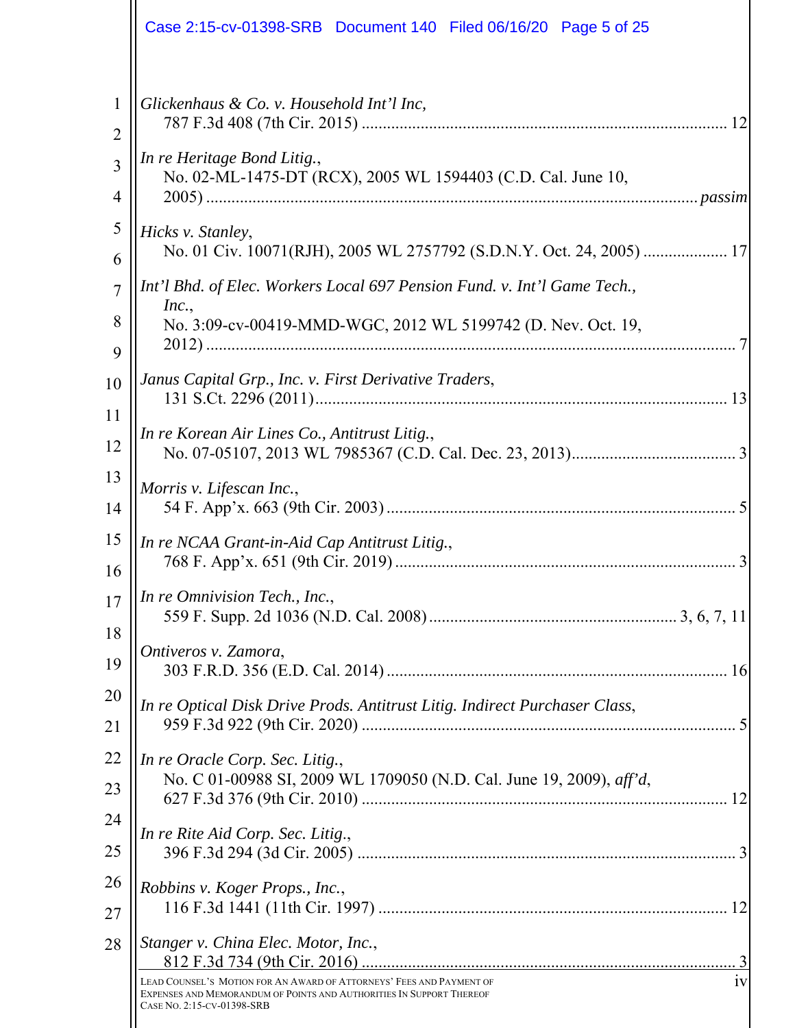*Glickenhaus & Co. v. Household Int'l Inc,*
787 F.3d 408 (7th Cir. 2015) ..................................................................................... 12

*In re Heritage Bond Litig.*,
No. 02-ML-1475-DT (RCX), 2005 WL 1594403 (C.D. Cal. June 10, 2005) .................................................................................................................. *passim*

*Hicks v. Stanley*,
No. 01 Civ. 10071(RJH), 2005 WL 2757792 (S.D.N.Y. Oct. 24, 2005) .................... 17

*Int'l Bhd. of Elec. Workers Local 697 Pension Fund. v. Int'l Game Tech., Inc.*,
No. 3:09-cv-00419-MMD-WGC, 2012 WL 5199742 (D. Nev. Oct. 19, 2012) .......................................................................................................................... 7

*Janus Capital Grp., Inc. v. First Derivative Traders*,
131 S.Ct. 2296 (2011)................................................................................................ 13

*In re Korean Air Lines Co., Antitrust Litig.*,
No. 07-05107, 2013 WL 7985367 (C.D. Cal. Dec. 23, 2013)....................................... 3

*Morris v. Lifescan Inc.*,
54 F. App'x. 663 (9th Cir. 2003) ................................................................................. 5

*In re NCAA Grant-in-Aid Cap Antitrust Litig.*,
768 F. App'x. 651 (9th Cir. 2019) ................................................................................ 3

*In re Omnivision Tech., Inc.*,
559 F. Supp. 2d 1036 (N.D. Cal. 2008).......................................................... 3, 6, 7, 11

*Ontiveros v. Zamora*,
303 F.R.D. 356 (E.D. Cal. 2014) ............................................................................... 16

*In re Optical Disk Drive Prods. Antitrust Litig. Indirect Purchaser Class*,
959 F.3d 922 (9th Cir. 2020) ........................................................................................ 5

*In re Oracle Corp. Sec. Litig.*,
No. C 01-00988 SI, 2009 WL 1709050 (N.D. Cal. June 19, 2009), *aff'd*, 627 F.3d 376 (9th Cir. 2010) ...................................................................................... 12

*In re Rite Aid Corp. Sec. Litig.*,
396 F.3d 294 (3d Cir. 2005) ........................................................................................ 3

*Robbins v. Koger Props., Inc.*,
116 F.3d 1441 (11th Cir. 1997) .................................................................................. 12

*Stanger v. China Elec. Motor, Inc.*,
812 F.3d 734 (9th Cir. 2016) ........................................................................................ 3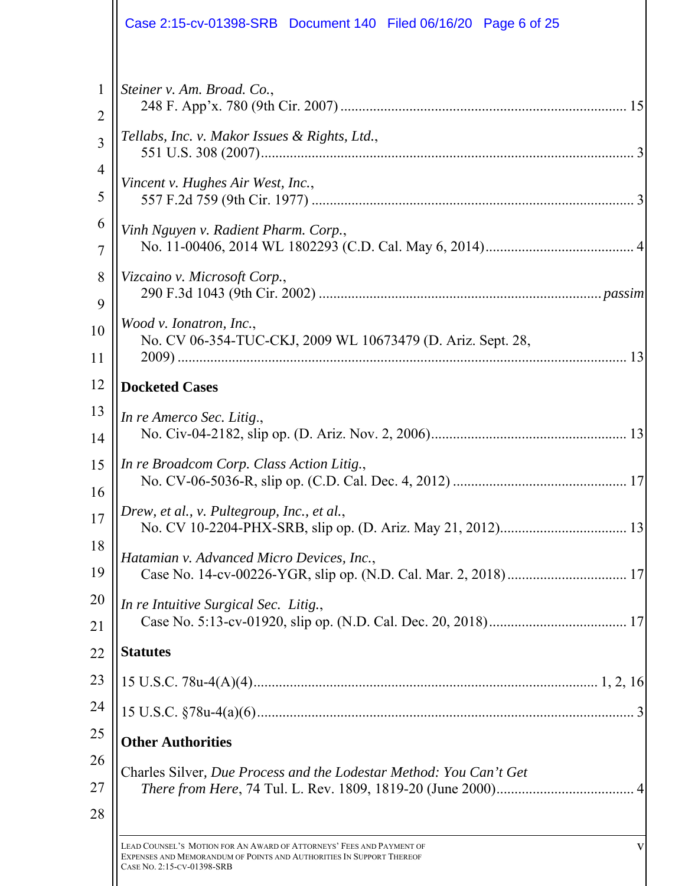*Steiner v. Am. Broad. Co.*,
248 F. App'x. 780 (9th Cir. 2007) ............................................................................ 15

*Tellabs, Inc. v. Makor Issues & Rights, Ltd.*,
551 U.S. 308 (2007)...................................................................................................... 3

*Vincent v. Hughes Air West, Inc.*,
557 F.2d 759 (9th Cir. 1977) ........................................................................................ 3

*Vinh Nguyen v. Radient Pharm. Corp.*,
No. 11-00406, 2014 WL 1802293 (C.D. Cal. May 6, 2014)......................................... 4

*Vizcaino v. Microsoft Corp.*,
290 F.3d 1043 (9th Cir. 2002) ............................................................................. *passim*

*Wood v. Ionatron, Inc.*,
No. CV 06-354-TUC-CKJ, 2009 WL 10673479 (D. Ariz. Sept. 28, 2009) ............................................................................................................................ 13

**Docketed Cases**

*In re Amerco Sec. Litig.*,
No. Civ-04-2182, slip op. (D. Ariz. Nov. 2, 2006)...................................................... 13

*In re Broadcom Corp. Class Action Litig.*,
No. CV-06-5036-R, slip op. (C.D. Cal. Dec. 4, 2012) ................................................ 17

*Drew, et al., v. Pultegroup, Inc., et al.*,
No. CV 10-2204-PHX-SRB, slip op. (D. Ariz. May 21, 2012)................................... 13

*Hatamian v. Advanced Micro Devices, Inc.*,
Case No. 14-cv-00226-YGR, slip op. (N.D. Cal. Mar. 2, 2018)................................. 17

*In re Intuitive Surgical Sec. Litig.*,
Case No. 5:13-cv-01920, slip op. (N.D. Cal. Dec. 20, 2018)...................................... 17

**Statutes**

15 U.S.C. 78u-4(A)(4)............................................................................................. 1, 2, 16

15 U.S.C. §78u-4(a)(6)......................................................................................................... 3

**Other Authorities**

Charles Silver, *Due Process and the Lodestar Method: You Can't Get There from Here*, 74 Tul. L. Rev. 1809, 1819-20 (June 2000)...................................... 4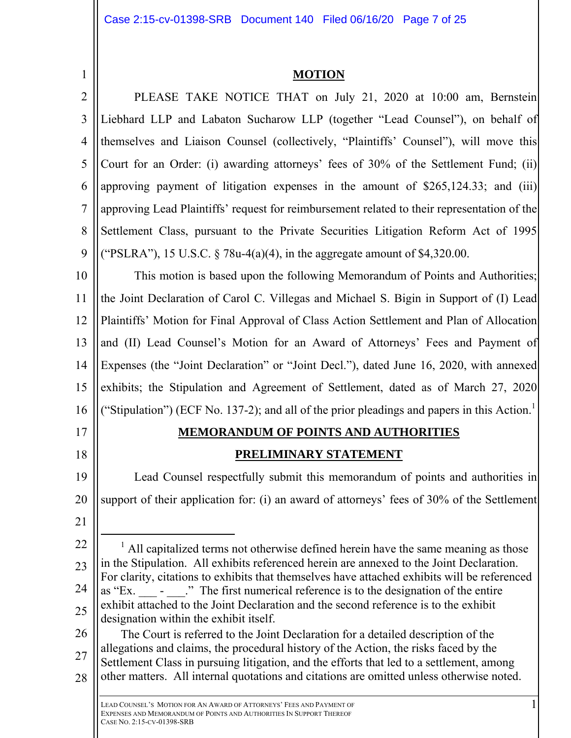## MOTION

PLEASE TAKE NOTICE THAT on July 21, 2020 at 10:00 am, Bernstein Liebhard LLP and Labaton Sucharow LLP (together "Lead Counsel"), on behalf of themselves and Liaison Counsel (collectively, "Plaintiffs' Counsel"), will move this Court for an Order: (i) awarding attorneys' fees of 30% of the Settlement Fund; (ii) approving payment of litigation expenses in the amount of $265,124.33; and (iii) approving Lead Plaintiffs' request for reimbursement related to their representation of the Settlement Class, pursuant to the Private Securities Litigation Reform Act of 1995 ("PSLRA"), 15 U.S.C. § 78u-4(a)(4), in the aggregate amount of $4,320.00.

This motion is based upon the following Memorandum of Points and Authorities; the Joint Declaration of Carol C. Villegas and Michael S. Bigin in Support of (I) Lead Plaintiffs' Motion for Final Approval of Class Action Settlement and Plan of Allocation and (II) Lead Counsel's Motion for an Award of Attorneys' Fees and Payment of Expenses (the "Joint Declaration" or "Joint Decl."), dated June 16, 2020, with annexed exhibits; the Stipulation and Agreement of Settlement, dated as of March 27, 2020 ("Stipulation") (ECF No. 137-2); and all of the prior pleadings and papers in this Action.[1]

## MEMORANDUM OF POINTS AND AUTHORITIES

## PRELIMINARY STATEMENT

Lead Counsel respectfully submit this memorandum of points and authorities in support of their application for: (i) an award of attorneys' fees of 30% of the Settlement

---

[1] All capitalized terms not otherwise defined herein have the same meaning as those in the Stipulation. All exhibits referenced herein are annexed to the Joint Declaration. For clarity, citations to exhibits that themselves have attached exhibits will be referenced as "Ex. ___ - ___." The first numerical reference is to the designation of the entire exhibit attached to the Joint Declaration and the second reference is to the exhibit designation within the exhibit itself.

The Court is referred to the Joint Declaration for a detailed description of the allegations and claims, the procedural history of the Action, the risks faced by the Settlement Class in pursuing litigation, and the efforts that led to a settlement, among other matters. All internal quotations and citations are omitted unless otherwise noted.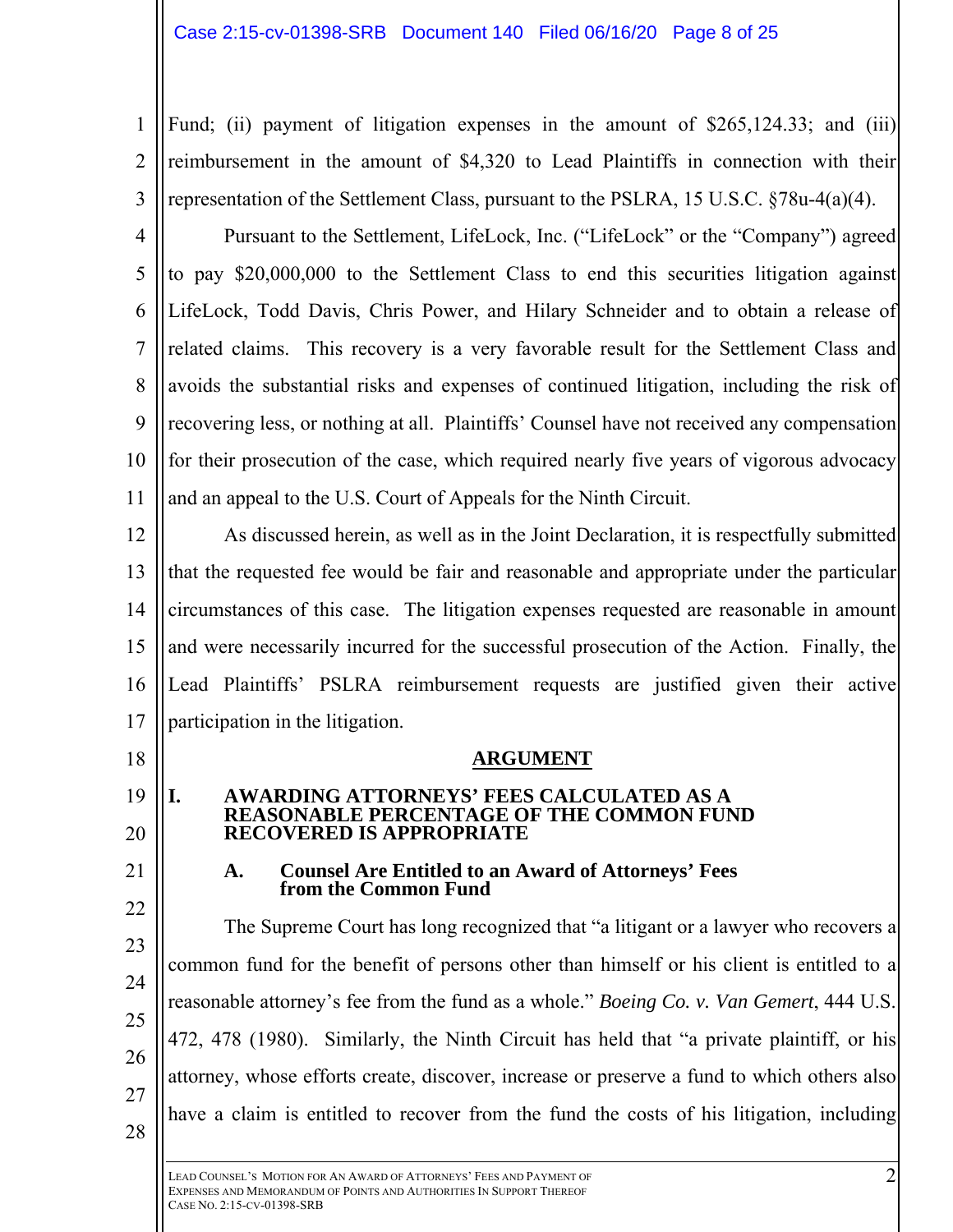Fund; (ii) payment of litigation expenses in the amount of $265,124.33; and (iii) reimbursement in the amount of $4,320 to Lead Plaintiffs in connection with their representation of the Settlement Class, pursuant to the PSLRA, 15 U.S.C. §78u-4(a)(4).

Pursuant to the Settlement, LifeLock, Inc. ("LifeLock" or the "Company") agreed to pay $20,000,000 to the Settlement Class to end this securities litigation against LifeLock, Todd Davis, Chris Power, and Hilary Schneider and to obtain a release of related claims. This recovery is a very favorable result for the Settlement Class and avoids the substantial risks and expenses of continued litigation, including the risk of recovering less, or nothing at all. Plaintiffs' Counsel have not received any compensation for their prosecution of the case, which required nearly five years of vigorous advocacy and an appeal to the U.S. Court of Appeals for the Ninth Circuit.

As discussed herein, as well as in the Joint Declaration, it is respectfully submitted that the requested fee would be fair and reasonable and appropriate under the particular circumstances of this case. The litigation expenses requested are reasonable in amount and were necessarily incurred for the successful prosecution of the Action. Finally, the Lead Plaintiffs' PSLRA reimbursement requests are justified given their active participation in the litigation.

## ARGUMENT

### I. AWARDING ATTORNEYS' FEES CALCULATED AS A REASONABLE PERCENTAGE OF THE COMMON FUND RECOVERED IS APPROPRIATE

#### A. Counsel Are Entitled to an Award of Attorneys' Fees from the Common Fund

The Supreme Court has long recognized that "a litigant or a lawyer who recovers a common fund for the benefit of persons other than himself or his client is entitled to a reasonable attorney's fee from the fund as a whole." *Boeing Co. v. Van Gemert*, 444 U.S. 472, 478 (1980). Similarly, the Ninth Circuit has held that "a private plaintiff, or his attorney, whose efforts create, discover, increase or preserve a fund to which others also have a claim is entitled to recover from the fund the costs of his litigation, including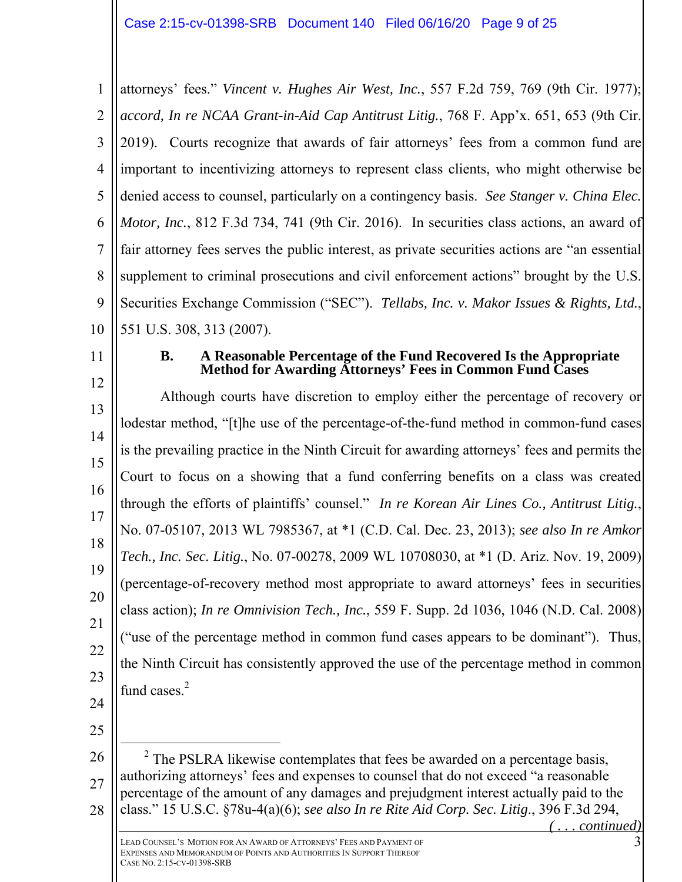attorneys' fees." *Vincent v. Hughes Air West, Inc.*, 557 F.2d 759, 769 (9th Cir. 1977); *accord, In re NCAA Grant-in-Aid Cap Antitrust Litig.*, 768 F. App'x. 651, 653 (9th Cir. 2019). Courts recognize that awards of fair attorneys' fees from a common fund are important to incentivizing attorneys to represent class clients, who might otherwise be denied access to counsel, particularly on a contingency basis. *See Stanger v. China Elec. Motor, Inc.*, 812 F.3d 734, 741 (9th Cir. 2016). In securities class actions, an award of fair attorney fees serves the public interest, as private securities actions are "an essential supplement to criminal prosecutions and civil enforcement actions" brought by the U.S. Securities Exchange Commission ("SEC"). *Tellabs, Inc. v. Makor Issues & Rights, Ltd.*, 551 U.S. 308, 313 (2007).

### B. A Reasonable Percentage of the Fund Recovered Is the Appropriate Method for Awarding Attorneys' Fees in Common Fund Cases

Although courts have discretion to employ either the percentage of recovery or lodestar method, "[t]he use of the percentage-of-the-fund method in common-fund cases is the prevailing practice in the Ninth Circuit for awarding attorneys' fees and permits the Court to focus on a showing that a fund conferring benefits on a class was created through the efforts of plaintiffs' counsel." *In re Korean Air Lines Co., Antitrust Litig.*, No. 07-05107, 2013 WL 7985367, at *1 (C.D. Cal. Dec. 23, 2013); *see also In re Amkor Tech., Inc. Sec. Litig.*, No. 07-00278, 2009 WL 10708030, at *1 (D. Ariz. Nov. 19, 2009) (percentage-of-recovery method most appropriate to award attorneys' fees in securities class action); *In re Omnivision Tech., Inc.*, 559 F. Supp. 2d 1036, 1046 (N.D. Cal. 2008) ("use of the percentage method in common fund cases appears to be dominant"). Thus, the Ninth Circuit has consistently approved the use of the percentage method in common fund cases.[2]

---

[2] The PSLRA likewise contemplates that fees be awarded on a percentage basis, authorizing attorneys' fees and expenses to counsel that do not exceed "a reasonable percentage of the amount of any damages and prejudgment interest actually paid to the class." 15 U.S.C. §78u-4(a)(6); *see also In re Rite Aid Corp. Sec. Litig.*, 396 F.3d 294,

*( . . . continued)*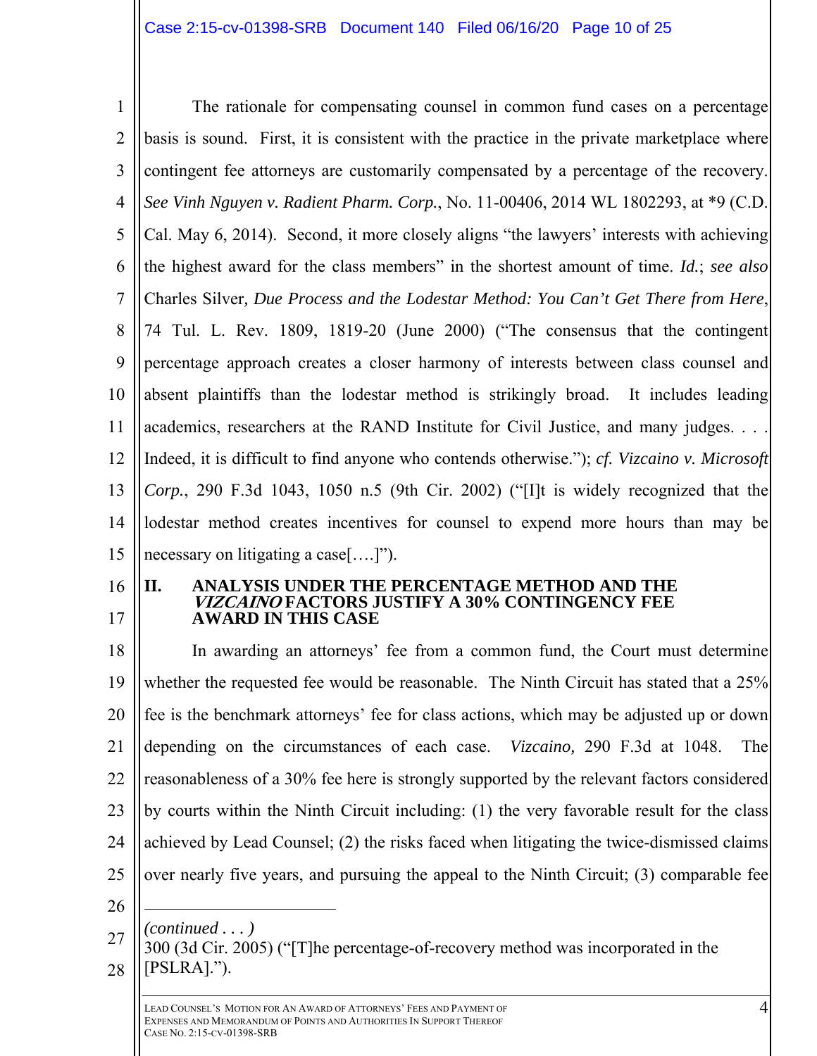The rationale for compensating counsel in common fund cases on a percentage basis is sound. First, it is consistent with the practice in the private marketplace where contingent fee attorneys are customarily compensated by a percentage of the recovery. *See Vinh Nguyen v. Radient Pharm. Corp.*, No. 11-00406, 2014 WL 1802293, at *9 (C.D. Cal. May 6, 2014). Second, it more closely aligns "the lawyers' interests with achieving the highest award for the class members" in the shortest amount of time. *Id.*; *see also* Charles Silver, *Due Process and the Lodestar Method: You Can't Get There from Here*, 74 Tul. L. Rev. 1809, 1819-20 (June 2000) ("The consensus that the contingent percentage approach creates a closer harmony of interests between class counsel and absent plaintiffs than the lodestar method is strikingly broad. It includes leading academics, researchers at the RAND Institute for Civil Justice, and many judges. . . . Indeed, it is difficult to find anyone who contends otherwise."); *cf. Vizcaino v. Microsoft Corp.*, 290 F.3d 1043, 1050 n.5 (9th Cir. 2002) ("[I]t is widely recognized that the lodestar method creates incentives for counsel to expend more hours than may be necessary on litigating a case[….]").

## II. ANALYSIS UNDER THE PERCENTAGE METHOD AND THE *VIZCAINO* FACTORS JUSTIFY A 30% CONTINGENCY FEE AWARD IN THIS CASE

In awarding an attorneys' fee from a common fund, the Court must determine whether the requested fee would be reasonable. The Ninth Circuit has stated that a 25% fee is the benchmark attorneys' fee for class actions, which may be adjusted up or down depending on the circumstances of each case. *Vizcaino,* 290 F.3d at 1048. The reasonableness of a 30% fee here is strongly supported by the relevant factors considered by courts within the Ninth Circuit including: (1) the very favorable result for the class achieved by Lead Counsel; (2) the risks faced when litigating the twice-dismissed claims over nearly five years, and pursuing the appeal to the Ninth Circuit; (3) comparable fee

---

*(continued . . . )*
300 (3d Cir. 2005) ("[T]he percentage-of-recovery method was incorporated in the [PSLRA].").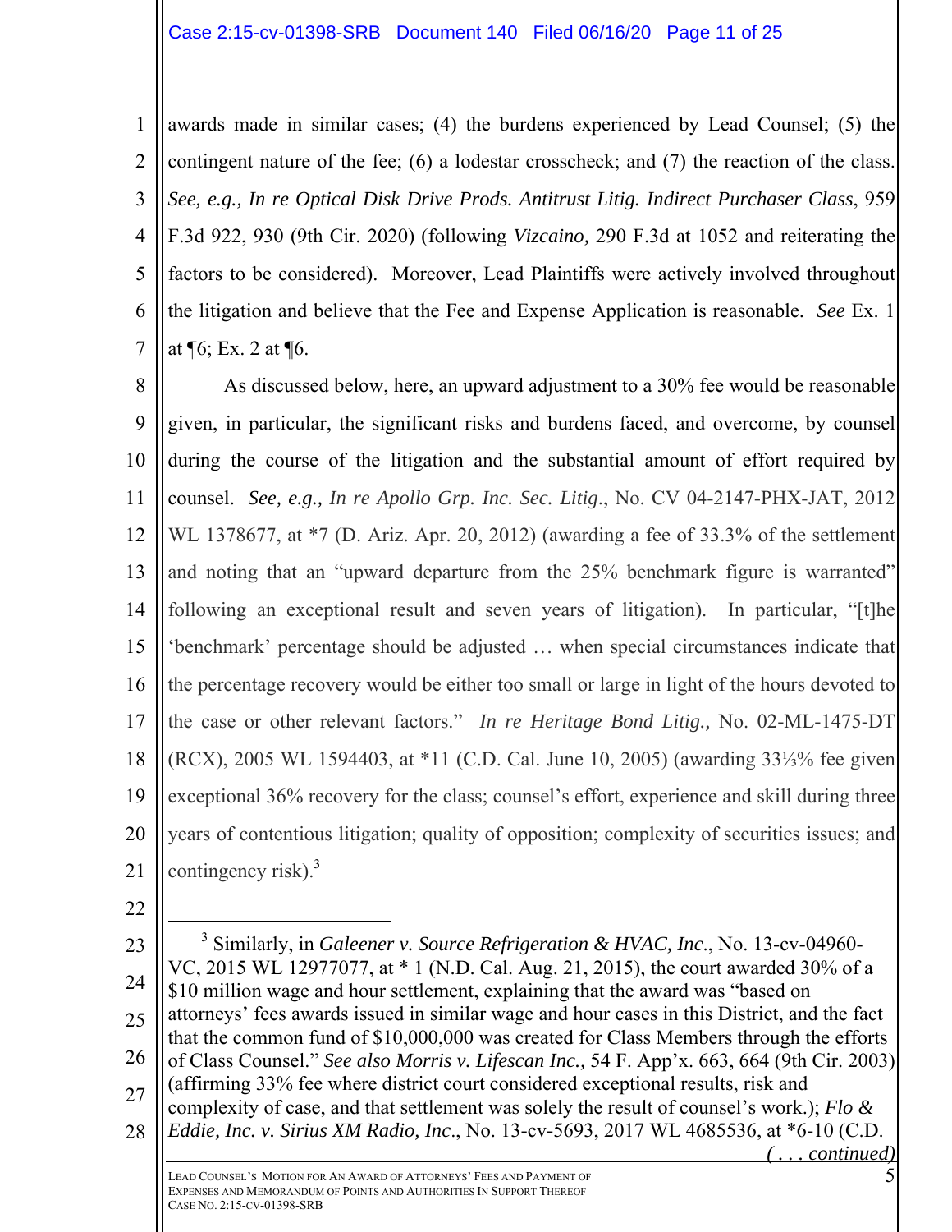awards made in similar cases; (4) the burdens experienced by Lead Counsel; (5) the contingent nature of the fee; (6) a lodestar crosscheck; and (7) the reaction of the class. *See, e.g., In re Optical Disk Drive Prods. Antitrust Litig. Indirect Purchaser Class*, 959 F.3d 922, 930 (9th Cir. 2020) (following *Vizcaino,* 290 F.3d at 1052 and reiterating the factors to be considered). Moreover, Lead Plaintiffs were actively involved throughout the litigation and believe that the Fee and Expense Application is reasonable. *See* Ex. 1 at ¶6; Ex. 2 at ¶6.

As discussed below, here, an upward adjustment to a 30% fee would be reasonable given, in particular, the significant risks and burdens faced, and overcome, by counsel during the course of the litigation and the substantial amount of effort required by counsel. *See, e.g., In re Apollo Grp. Inc. Sec. Litig*., No. CV 04-2147-PHX-JAT, 2012 WL 1378677, at *7 (D. Ariz. Apr. 20, 2012) (awarding a fee of 33.3% of the settlement and noting that an "upward departure from the 25% benchmark figure is warranted" following an exceptional result and seven years of litigation). In particular, "[t]he 'benchmark' percentage should be adjusted … when special circumstances indicate that the percentage recovery would be either too small or large in light of the hours devoted to the case or other relevant factors." *In re Heritage Bond Litig.,* No. 02-ML-1475-DT (RCX), 2005 WL 1594403, at *11 (C.D. Cal. June 10, 2005) (awarding 33⅓% fee given exceptional 36% recovery for the class; counsel's effort, experience and skill during three years of contentious litigation; quality of opposition; complexity of securities issues; and contingency risk).[3]

---

[3] Similarly, in *Galeener v. Source Refrigeration & HVAC, Inc*., No. 13-cv-04960-VC, 2015 WL 12977077, at * 1 (N.D. Cal. Aug. 21, 2015), the court awarded 30% of a $10 million wage and hour settlement, explaining that the award was "based on attorneys' fees awards issued in similar wage and hour cases in this District, and the fact that the common fund of $10,000,000 was created for Class Members through the efforts of Class Counsel." *See also Morris v. Lifescan Inc.,* 54 F. App'x. 663, 664 (9th Cir. 2003) (affirming 33% fee where district court considered exceptional results, risk and complexity of case, and that settlement was solely the result of counsel's work.); *Flo & Eddie, Inc. v. Sirius XM Radio, Inc*., No. 13-cv-5693, 2017 WL 4685536, at *6-10 (C.D.

*( . . . continued)*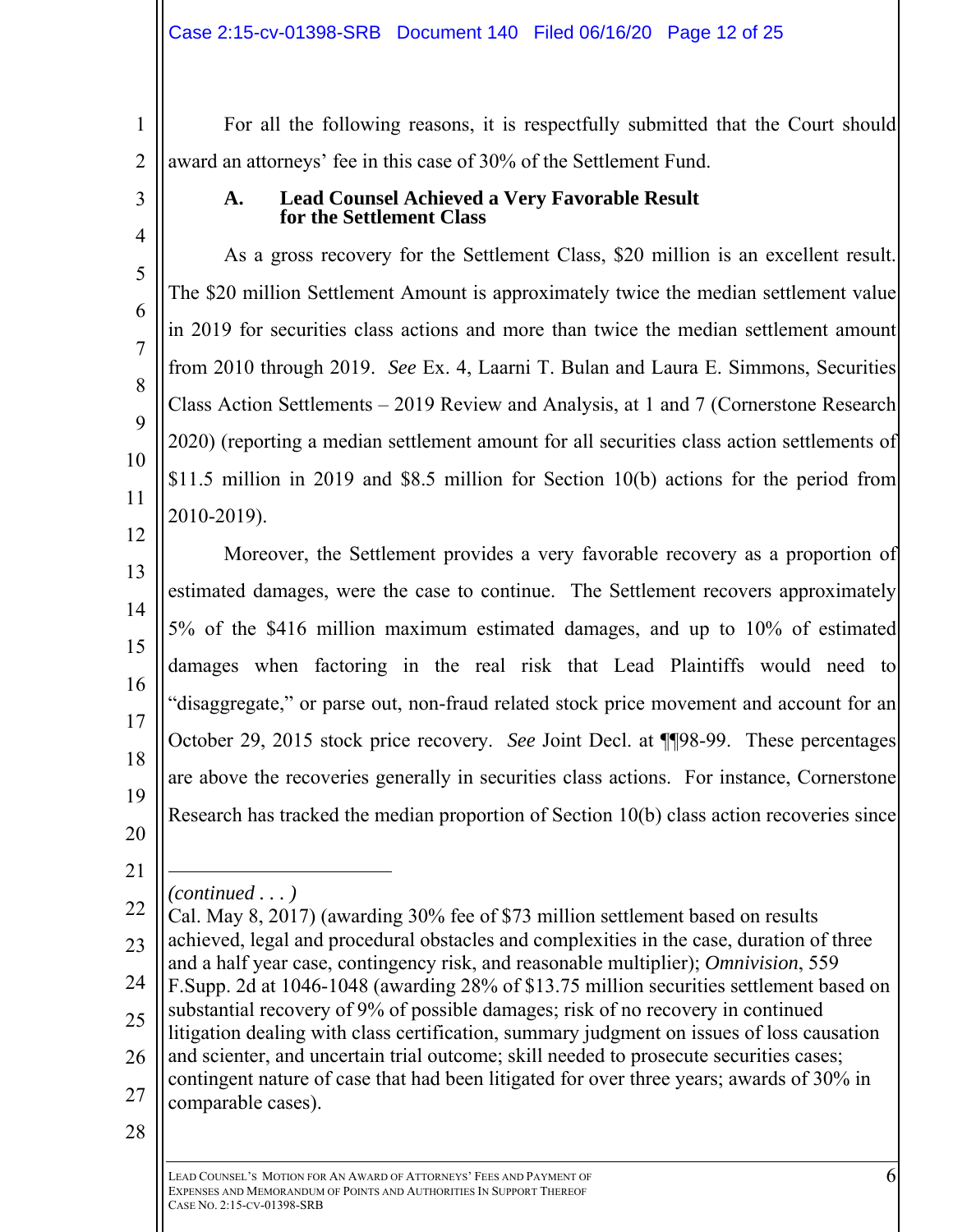For all the following reasons, it is respectfully submitted that the Court should award an attorneys' fee in this case of 30% of the Settlement Fund.

### A. Lead Counsel Achieved a Very Favorable Result for the Settlement Class

As a gross recovery for the Settlement Class, $20 million is an excellent result. The $20 million Settlement Amount is approximately twice the median settlement value in 2019 for securities class actions and more than twice the median settlement amount from 2010 through 2019. *See* Ex. 4, Laarni T. Bulan and Laura E. Simmons, Securities Class Action Settlements – 2019 Review and Analysis, at 1 and 7 (Cornerstone Research 2020) (reporting a median settlement amount for all securities class action settlements of $11.5 million in 2019 and $8.5 million for Section 10(b) actions for the period from 2010-2019).

Moreover, the Settlement provides a very favorable recovery as a proportion of estimated damages, were the case to continue. The Settlement recovers approximately 5% of the $416 million maximum estimated damages, and up to 10% of estimated damages when factoring in the real risk that Lead Plaintiffs would need to "disaggregate," or parse out, non-fraud related stock price movement and account for an October 29, 2015 stock price recovery. *See* Joint Decl. at ¶¶98-99. These percentages are above the recoveries generally in securities class actions. For instance, Cornerstone Research has tracked the median proportion of Section 10(b) class action recoveries since

---

*(continued . . . )*

Cal. May 8, 2017) (awarding 30% fee of $73 million settlement based on results achieved, legal and procedural obstacles and complexities in the case, duration of three and a half year case, contingency risk, and reasonable multiplier); *Omnivision*, 559 F.Supp. 2d at 1046-1048 (awarding 28% of $13.75 million securities settlement based on substantial recovery of 9% of possible damages; risk of no recovery in continued litigation dealing with class certification, summary judgment on issues of loss causation and scienter, and uncertain trial outcome; skill needed to prosecute securities cases; contingent nature of case that had been litigated for over three years; awards of 30% in comparable cases).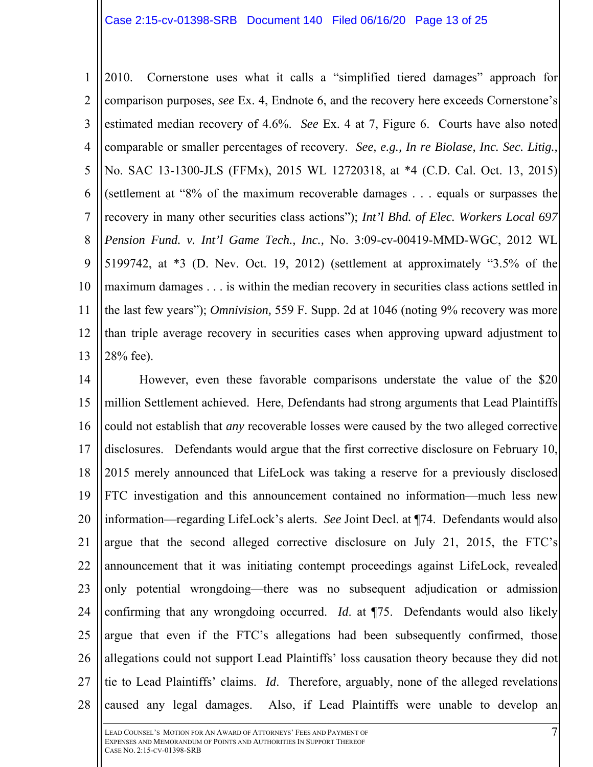2010. Cornerstone uses what it calls a "simplified tiered damages" approach for comparison purposes, *see* Ex. 4, Endnote 6, and the recovery here exceeds Cornerstone's estimated median recovery of 4.6%. *See* Ex. 4 at 7, Figure 6. Courts have also noted comparable or smaller percentages of recovery. *See, e.g., In re Biolase, Inc. Sec. Litig.,* No. SAC 13-1300-JLS (FFMx), 2015 WL 12720318, at *4 (C.D. Cal. Oct. 13, 2015) (settlement at "8% of the maximum recoverable damages . . . equals or surpasses the recovery in many other securities class actions"); *Int'l Bhd. of Elec. Workers Local 697 Pension Fund. v. Int'l Game Tech., Inc.,* No. 3:09-cv-00419-MMD-WGC, 2012 WL 5199742, at *3 (D. Nev. Oct. 19, 2012) (settlement at approximately "3.5% of the maximum damages . . . is within the median recovery in securities class actions settled in the last few years"); *Omnivision,* 559 F. Supp. 2d at 1046 (noting 9% recovery was more than triple average recovery in securities cases when approving upward adjustment to 28% fee).

However, even these favorable comparisons understate the value of the $20 million Settlement achieved. Here, Defendants had strong arguments that Lead Plaintiffs could not establish that *any* recoverable losses were caused by the two alleged corrective disclosures. Defendants would argue that the first corrective disclosure on February 10, 2015 merely announced that LifeLock was taking a reserve for a previously disclosed FTC investigation and this announcement contained no information—much less new information—regarding LifeLock's alerts. *See* Joint Decl. at ¶74. Defendants would also argue that the second alleged corrective disclosure on July 21, 2015, the FTC's announcement that it was initiating contempt proceedings against LifeLock, revealed only potential wrongdoing—there was no subsequent adjudication or admission confirming that any wrongdoing occurred. *Id.* at ¶75. Defendants would also likely argue that even if the FTC's allegations had been subsequently confirmed, those allegations could not support Lead Plaintiffs' loss causation theory because they did not tie to Lead Plaintiffs' claims. *Id.* Therefore, arguably, none of the alleged revelations caused any legal damages. Also, if Lead Plaintiffs were unable to develop an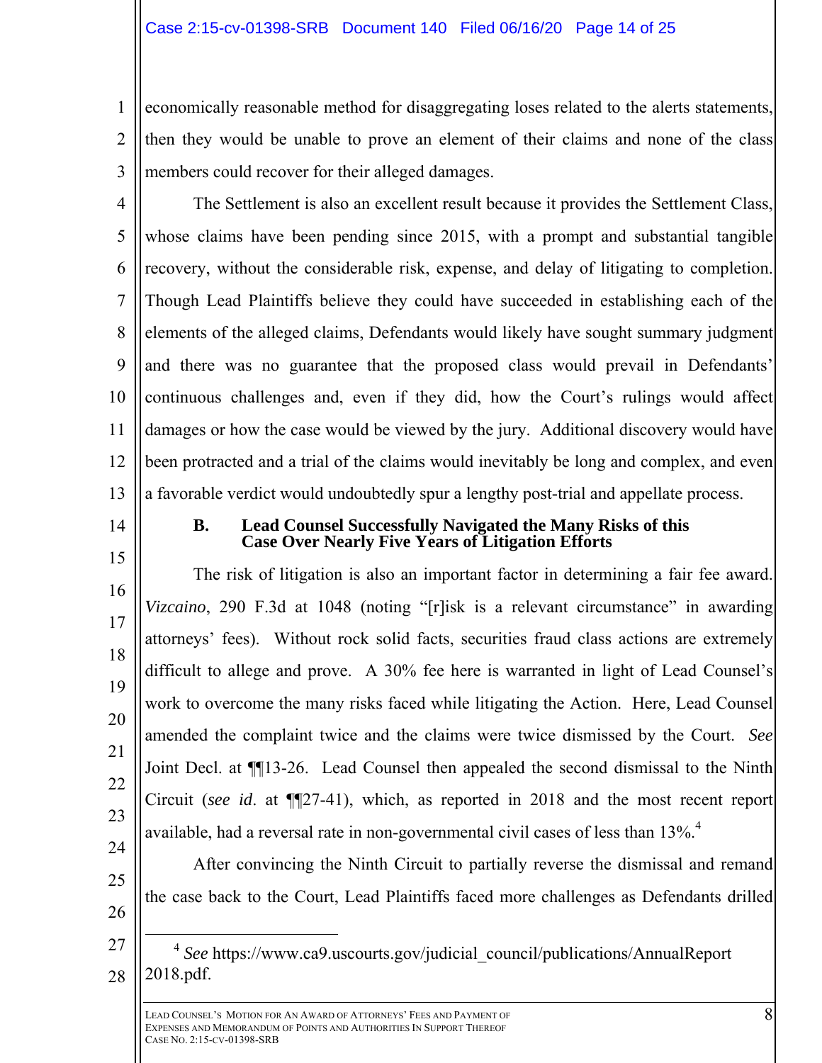economically reasonable method for disaggregating loses related to the alerts statements, then they would be unable to prove an element of their claims and none of the class members could recover for their alleged damages.

The Settlement is also an excellent result because it provides the Settlement Class, whose claims have been pending since 2015, with a prompt and substantial tangible recovery, without the considerable risk, expense, and delay of litigating to completion. Though Lead Plaintiffs believe they could have succeeded in establishing each of the elements of the alleged claims, Defendants would likely have sought summary judgment and there was no guarantee that the proposed class would prevail in Defendants' continuous challenges and, even if they did, how the Court's rulings would affect damages or how the case would be viewed by the jury. Additional discovery would have been protracted and a trial of the claims would inevitably be long and complex, and even a favorable verdict would undoubtedly spur a lengthy post-trial and appellate process.

### B. Lead Counsel Successfully Navigated the Many Risks of this Case Over Nearly Five Years of Litigation Efforts

The risk of litigation is also an important factor in determining a fair fee award. *Vizcaino*, 290 F.3d at 1048 (noting "[r]isk is a relevant circumstance" in awarding attorneys' fees). Without rock solid facts, securities fraud class actions are extremely difficult to allege and prove. A 30% fee here is warranted in light of Lead Counsel's work to overcome the many risks faced while litigating the Action. Here, Lead Counsel amended the complaint twice and the claims were twice dismissed by the Court. *See* Joint Decl. at ¶¶13-26. Lead Counsel then appealed the second dismissal to the Ninth Circuit (*see id*. at ¶¶27-41), which, as reported in 2018 and the most recent report available, had a reversal rate in non-governmental civil cases of less than 13%.[4]

After convincing the Ninth Circuit to partially reverse the dismissal and remand the case back to the Court, Lead Plaintiffs faced more challenges as Defendants drilled

---

[4] *See* https://www.ca9.uscourts.gov/judicial_council/publications/AnnualReport2018.pdf.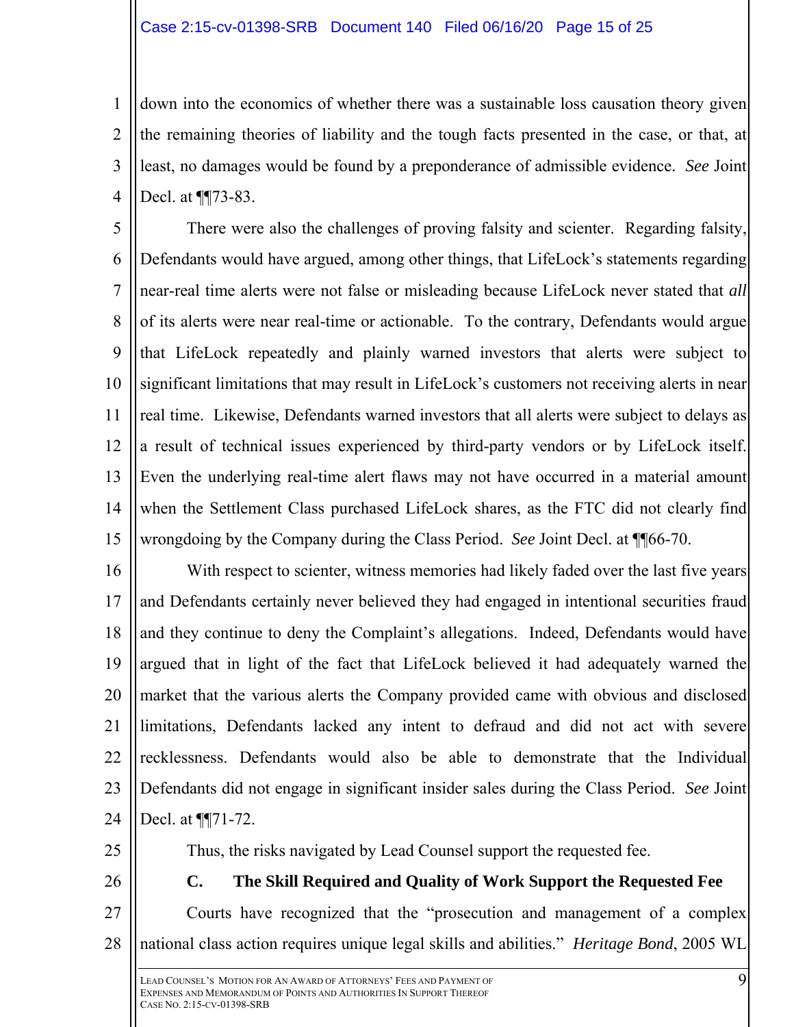down into the economics of whether there was a sustainable loss causation theory given the remaining theories of liability and the tough facts presented in the case, or that, at least, no damages would be found by a preponderance of admissible evidence. *See* Joint Decl. at ¶¶73-83.

There were also the challenges of proving falsity and scienter. Regarding falsity, Defendants would have argued, among other things, that LifeLock's statements regarding near-real time alerts were not false or misleading because LifeLock never stated that *all* of its alerts were near real-time or actionable. To the contrary, Defendants would argue that LifeLock repeatedly and plainly warned investors that alerts were subject to significant limitations that may result in LifeLock's customers not receiving alerts in near real time. Likewise, Defendants warned investors that all alerts were subject to delays as a result of technical issues experienced by third-party vendors or by LifeLock itself. Even the underlying real-time alert flaws may not have occurred in a material amount when the Settlement Class purchased LifeLock shares, as the FTC did not clearly find wrongdoing by the Company during the Class Period. *See* Joint Decl. at ¶¶66-70.

With respect to scienter, witness memories had likely faded over the last five years and Defendants certainly never believed they had engaged in intentional securities fraud and they continue to deny the Complaint's allegations. Indeed, Defendants would have argued that in light of the fact that LifeLock believed it had adequately warned the market that the various alerts the Company provided came with obvious and disclosed limitations, Defendants lacked any intent to defraud and did not act with severe recklessness. Defendants would also be able to demonstrate that the Individual Defendants did not engage in significant insider sales during the Class Period. *See* Joint Decl. at ¶¶71-72.

Thus, the risks navigated by Lead Counsel support the requested fee.

### C. The Skill Required and Quality of Work Support the Requested Fee

Courts have recognized that the "prosecution and management of a complex national class action requires unique legal skills and abilities." *Heritage Bond*, 2005 WL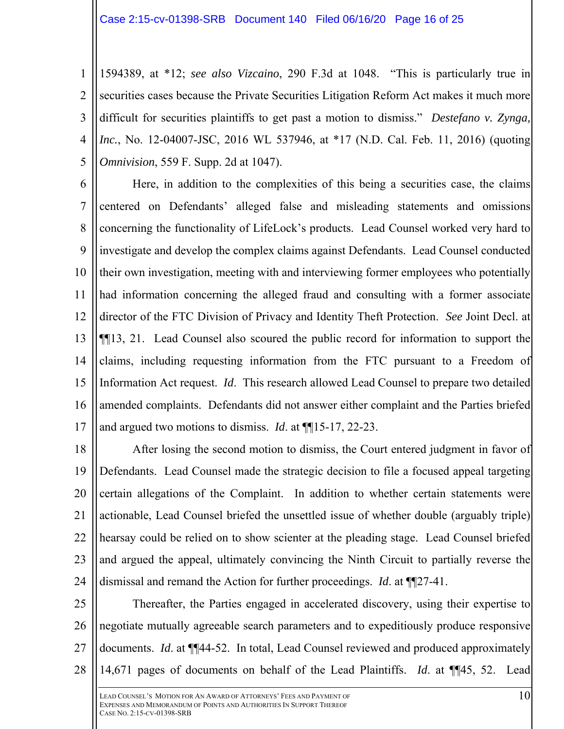1594389, at *12; *see also Vizcaino*, 290 F.3d at 1048. "This is particularly true in securities cases because the Private Securities Litigation Reform Act makes it much more difficult for securities plaintiffs to get past a motion to dismiss." *Destefano v. Zynga, Inc.*, No. 12-04007-JSC, 2016 WL 537946, at *17 (N.D. Cal. Feb. 11, 2016) (quoting *Omnivision*, 559 F. Supp. 2d at 1047).

Here, in addition to the complexities of this being a securities case, the claims centered on Defendants' alleged false and misleading statements and omissions concerning the functionality of LifeLock's products. Lead Counsel worked very hard to investigate and develop the complex claims against Defendants. Lead Counsel conducted their own investigation, meeting with and interviewing former employees who potentially had information concerning the alleged fraud and consulting with a former associate director of the FTC Division of Privacy and Identity Theft Protection. *See* Joint Decl. at ¶¶13, 21. Lead Counsel also scoured the public record for information to support the claims, including requesting information from the FTC pursuant to a Freedom of Information Act request. *Id*. This research allowed Lead Counsel to prepare two detailed amended complaints. Defendants did not answer either complaint and the Parties briefed and argued two motions to dismiss. *Id*. at ¶¶15-17, 22-23.

After losing the second motion to dismiss, the Court entered judgment in favor of Defendants. Lead Counsel made the strategic decision to file a focused appeal targeting certain allegations of the Complaint. In addition to whether certain statements were actionable, Lead Counsel briefed the unsettled issue of whether double (arguably triple) hearsay could be relied on to show scienter at the pleading stage. Lead Counsel briefed and argued the appeal, ultimately convincing the Ninth Circuit to partially reverse the dismissal and remand the Action for further proceedings. *Id*. at ¶¶27-41.

Thereafter, the Parties engaged in accelerated discovery, using their expertise to negotiate mutually agreeable search parameters and to expeditiously produce responsive documents. *Id*. at ¶¶44-52. In total, Lead Counsel reviewed and produced approximately 14,671 pages of documents on behalf of the Lead Plaintiffs. *Id*. at ¶¶45, 52. Lead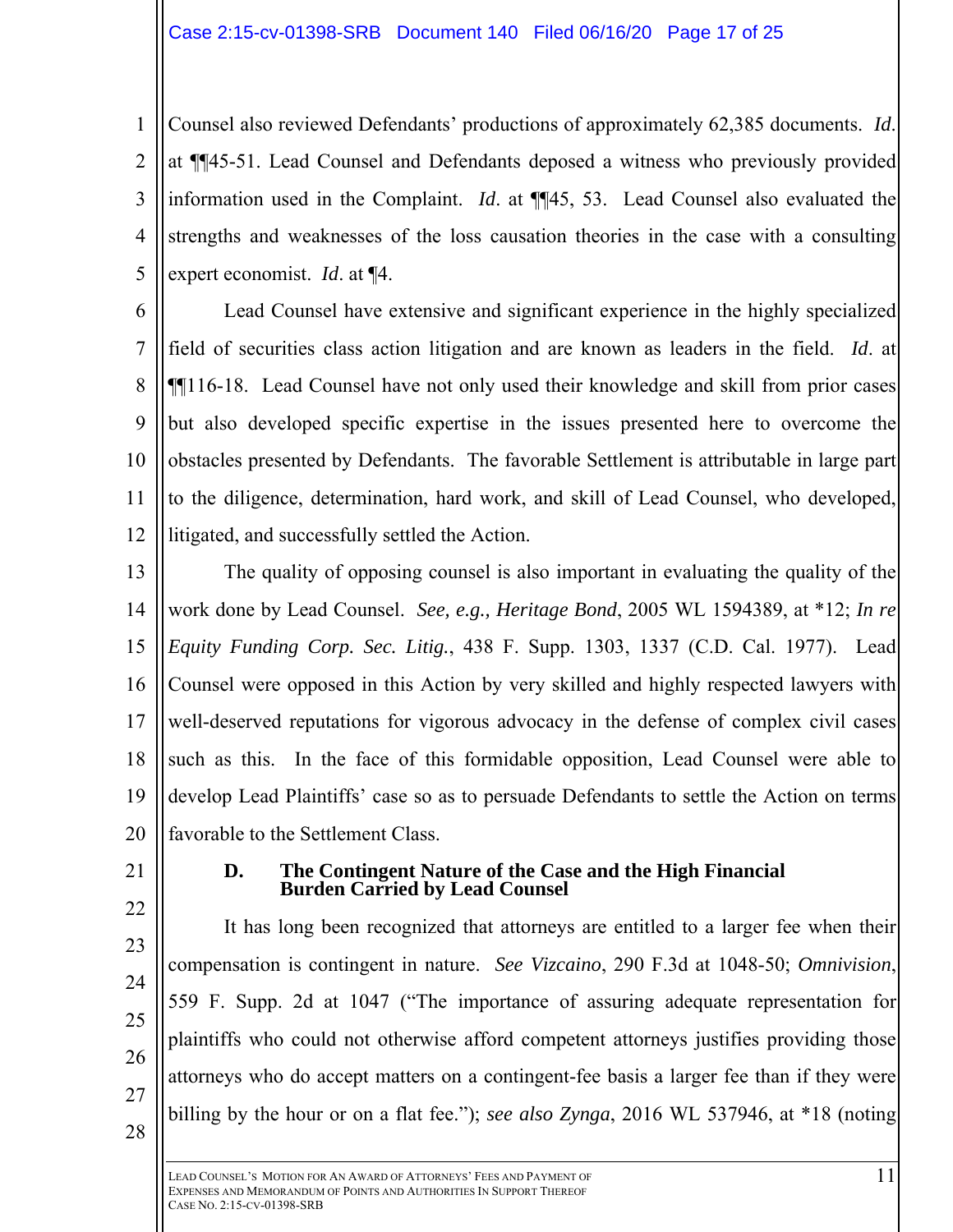Counsel also reviewed Defendants' productions of approximately 62,385 documents. *Id*. at ¶¶45-51. Lead Counsel and Defendants deposed a witness who previously provided information used in the Complaint. *Id*. at ¶¶45, 53. Lead Counsel also evaluated the strengths and weaknesses of the loss causation theories in the case with a consulting expert economist. *Id*. at ¶4.

Lead Counsel have extensive and significant experience in the highly specialized field of securities class action litigation and are known as leaders in the field. *Id*. at ¶¶116-18. Lead Counsel have not only used their knowledge and skill from prior cases but also developed specific expertise in the issues presented here to overcome the obstacles presented by Defendants. The favorable Settlement is attributable in large part to the diligence, determination, hard work, and skill of Lead Counsel, who developed, litigated, and successfully settled the Action.

The quality of opposing counsel is also important in evaluating the quality of the work done by Lead Counsel. *See, e.g., Heritage Bond*, 2005 WL 1594389, at *12; *In re Equity Funding Corp. Sec. Litig.*, 438 F. Supp. 1303, 1337 (C.D. Cal. 1977). Lead Counsel were opposed in this Action by very skilled and highly respected lawyers with well-deserved reputations for vigorous advocacy in the defense of complex civil cases such as this. In the face of this formidable opposition, Lead Counsel were able to develop Lead Plaintiffs' case so as to persuade Defendants to settle the Action on terms favorable to the Settlement Class.

### D. The Contingent Nature of the Case and the High Financial Burden Carried by Lead Counsel

It has long been recognized that attorneys are entitled to a larger fee when their compensation is contingent in nature. *See Vizcaino*, 290 F.3d at 1048-50; *Omnivision*, 559 F. Supp. 2d at 1047 ("The importance of assuring adequate representation for plaintiffs who could not otherwise afford competent attorneys justifies providing those attorneys who do accept matters on a contingent-fee basis a larger fee than if they were billing by the hour or on a flat fee."); *see also Zynga*, 2016 WL 537946, at *18 (noting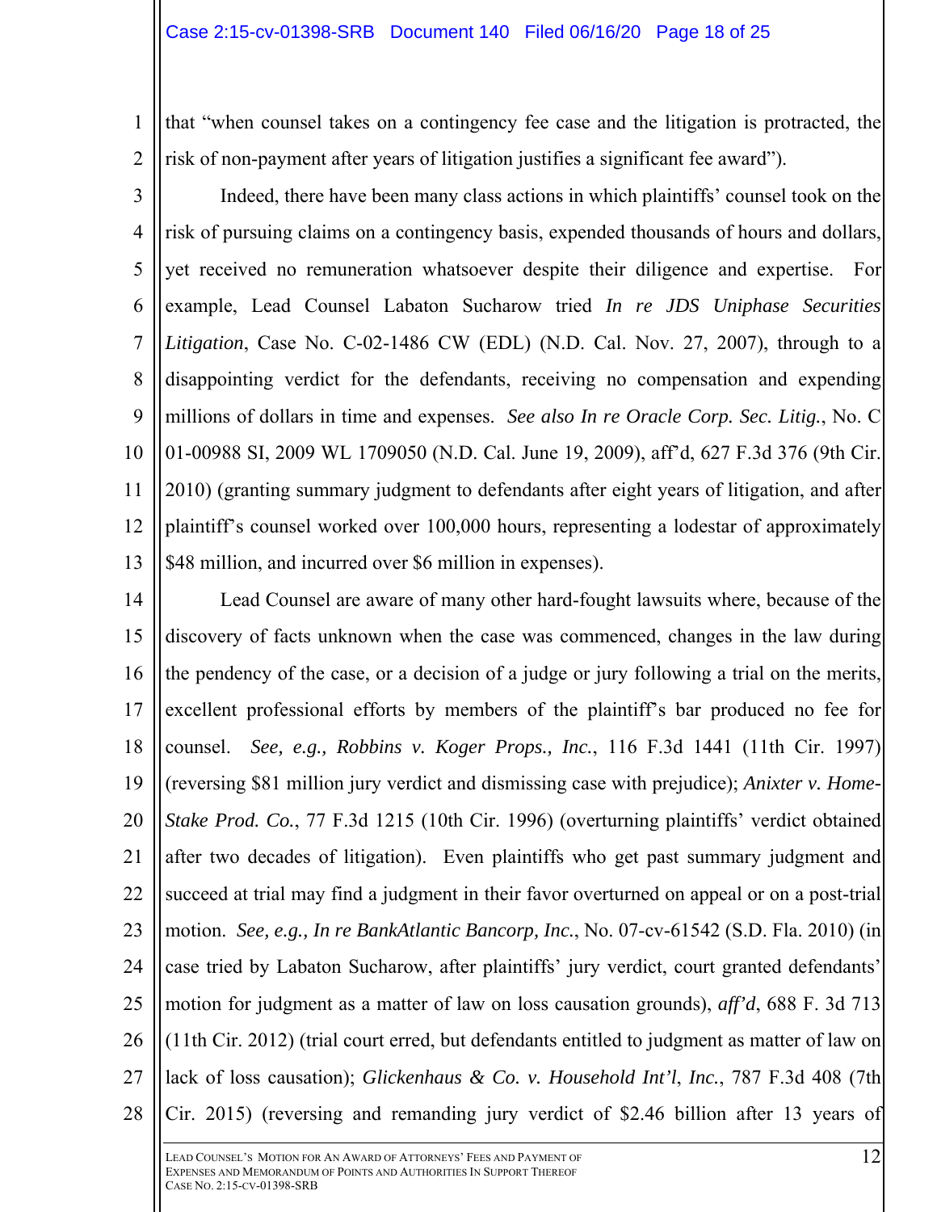that "when counsel takes on a contingency fee case and the litigation is protracted, the risk of non-payment after years of litigation justifies a significant fee award").

Indeed, there have been many class actions in which plaintiffs' counsel took on the risk of pursuing claims on a contingency basis, expended thousands of hours and dollars, yet received no remuneration whatsoever despite their diligence and expertise. For example, Lead Counsel Labaton Sucharow tried *In re JDS Uniphase Securities Litigation*, Case No. C-02-1486 CW (EDL) (N.D. Cal. Nov. 27, 2007), through to a disappointing verdict for the defendants, receiving no compensation and expending millions of dollars in time and expenses. *See also In re Oracle Corp. Sec. Litig.*, No. C 01-00988 SI, 2009 WL 1709050 (N.D. Cal. June 19, 2009), aff'd, 627 F.3d 376 (9th Cir. 2010) (granting summary judgment to defendants after eight years of litigation, and after plaintiff's counsel worked over 100,000 hours, representing a lodestar of approximately $48 million, and incurred over $6 million in expenses).

Lead Counsel are aware of many other hard-fought lawsuits where, because of the discovery of facts unknown when the case was commenced, changes in the law during the pendency of the case, or a decision of a judge or jury following a trial on the merits, excellent professional efforts by members of the plaintiff's bar produced no fee for counsel. *See, e.g., Robbins v. Koger Props., Inc.*, 116 F.3d 1441 (11th Cir. 1997) (reversing $81 million jury verdict and dismissing case with prejudice); *Anixter v. Home-Stake Prod. Co.*, 77 F.3d 1215 (10th Cir. 1996) (overturning plaintiffs' verdict obtained after two decades of litigation). Even plaintiffs who get past summary judgment and succeed at trial may find a judgment in their favor overturned on appeal or on a post-trial motion. *See, e.g., In re BankAtlantic Bancorp, Inc.*, No. 07-cv-61542 (S.D. Fla. 2010) (in case tried by Labaton Sucharow, after plaintiffs' jury verdict, court granted defendants' motion for judgment as a matter of law on loss causation grounds), *aff'd*, 688 F. 3d 713 (11th Cir. 2012) (trial court erred, but defendants entitled to judgment as matter of law on lack of loss causation); *Glickenhaus & Co. v. Household Int'l, Inc.*, 787 F.3d 408 (7th Cir. 2015) (reversing and remanding jury verdict of $2.46 billion after 13 years of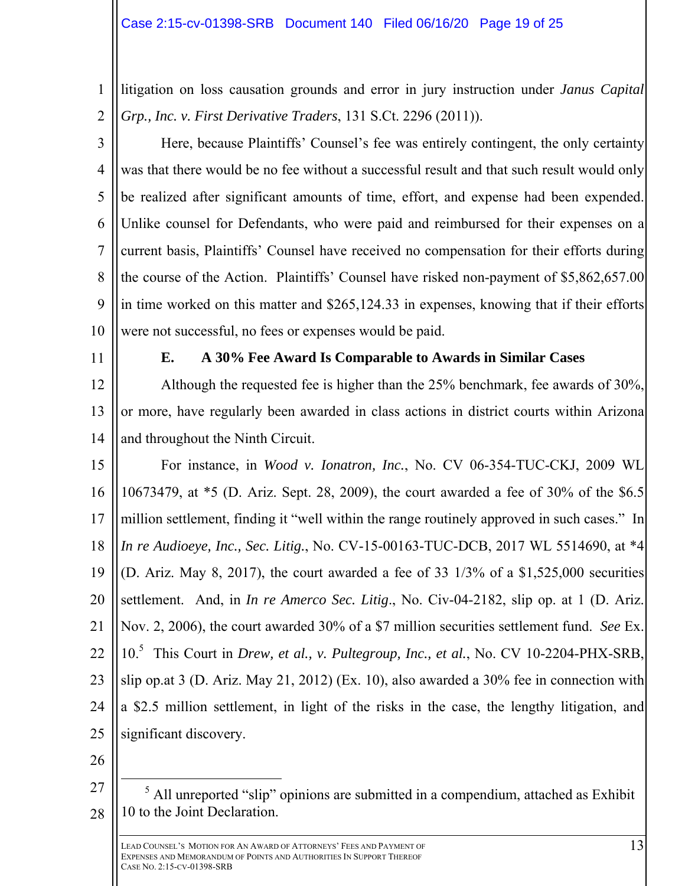litigation on loss causation grounds and error in jury instruction under *Janus Capital Grp., Inc. v. First Derivative Traders*, 131 S.Ct. 2296 (2011)).

Here, because Plaintiffs' Counsel's fee was entirely contingent, the only certainty was that there would be no fee without a successful result and that such result would only be realized after significant amounts of time, effort, and expense had been expended. Unlike counsel for Defendants, who were paid and reimbursed for their expenses on a current basis, Plaintiffs' Counsel have received no compensation for their efforts during the course of the Action. Plaintiffs' Counsel have risked non-payment of $5,862,657.00 in time worked on this matter and $265,124.33 in expenses, knowing that if their efforts were not successful, no fees or expenses would be paid.

### E. A 30% Fee Award Is Comparable to Awards in Similar Cases

Although the requested fee is higher than the 25% benchmark, fee awards of 30%, or more, have regularly been awarded in class actions in district courts within Arizona and throughout the Ninth Circuit.

For instance, in *Wood v. Ionatron, Inc.*, No. CV 06-354-TUC-CKJ, 2009 WL 10673479, at *5 (D. Ariz. Sept. 28, 2009), the court awarded a fee of 30% of the $6.5 million settlement, finding it "well within the range routinely approved in such cases." In *In re Audioeye, Inc., Sec. Litig.*, No. CV-15-00163-TUC-DCB, 2017 WL 5514690, at *4 (D. Ariz. May 8, 2017), the court awarded a fee of 33 1/3% of a $1,525,000 securities settlement. And, in *In re Amerco Sec. Litig.*, No. Civ-04-2182, slip op. at 1 (D. Ariz. Nov. 2, 2006), the court awarded 30% of a $7 million securities settlement fund. *See* Ex. 10.[5] This Court in *Drew, et al., v. Pultegroup, Inc., et al.*, No. CV 10-2204-PHX-SRB, slip op.at 3 (D. Ariz. May 21, 2012) (Ex. 10), also awarded a 30% fee in connection with a $2.5 million settlement, in light of the risks in the case, the lengthy litigation, and significant discovery.

---

[5] All unreported "slip" opinions are submitted in a compendium, attached as Exhibit 10 to the Joint Declaration.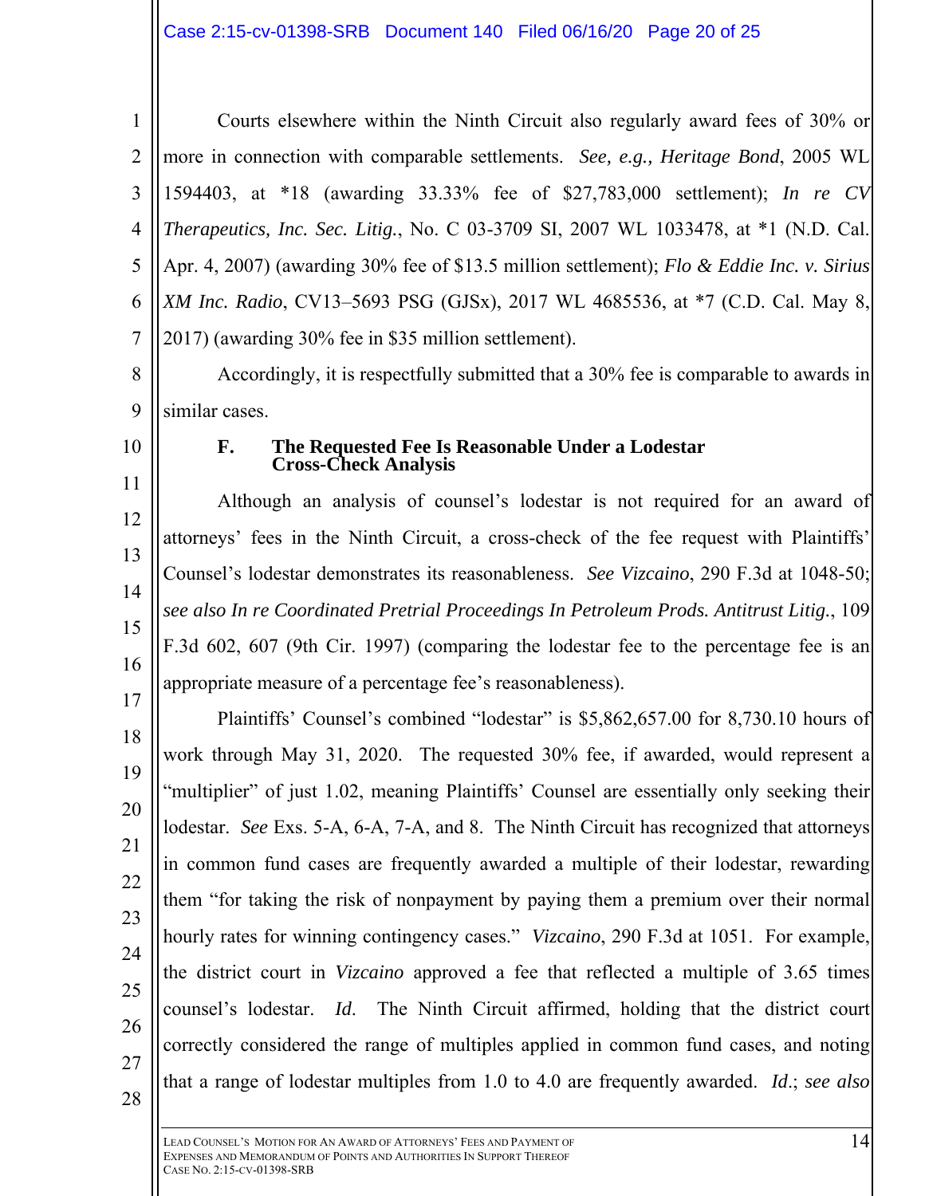Courts elsewhere within the Ninth Circuit also regularly award fees of 30% or more in connection with comparable settlements. *See, e.g., Heritage Bond*, 2005 WL 1594403, at *18 (awarding 33.33% fee of $27,783,000 settlement); *In re CV Therapeutics, Inc. Sec. Litig.*, No. C 03-3709 SI, 2007 WL 1033478, at *1 (N.D. Cal. Apr. 4, 2007) (awarding 30% fee of $13.5 million settlement); *Flo & Eddie Inc. v. Sirius XM Inc. Radio*, CV13–5693 PSG (GJSx), 2017 WL 4685536, at *7 (C.D. Cal. May 8, 2017) (awarding 30% fee in $35 million settlement).

Accordingly, it is respectfully submitted that a 30% fee is comparable to awards in similar cases.

### F. The Requested Fee Is Reasonable Under a Lodestar Cross-Check Analysis

Although an analysis of counsel's lodestar is not required for an award of attorneys' fees in the Ninth Circuit, a cross-check of the fee request with Plaintiffs' Counsel's lodestar demonstrates its reasonableness. *See Vizcaino*, 290 F.3d at 1048-50; *see also In re Coordinated Pretrial Proceedings In Petroleum Prods. Antitrust Litig.*, 109 F.3d 602, 607 (9th Cir. 1997) (comparing the lodestar fee to the percentage fee is an appropriate measure of a percentage fee's reasonableness).

Plaintiffs' Counsel's combined "lodestar" is $5,862,657.00 for 8,730.10 hours of work through May 31, 2020. The requested 30% fee, if awarded, would represent a "multiplier" of just 1.02, meaning Plaintiffs' Counsel are essentially only seeking their lodestar. *See* Exs. 5-A, 6-A, 7-A, and 8. The Ninth Circuit has recognized that attorneys in common fund cases are frequently awarded a multiple of their lodestar, rewarding them "for taking the risk of nonpayment by paying them a premium over their normal hourly rates for winning contingency cases." *Vizcaino*, 290 F.3d at 1051. For example, the district court in *Vizcaino* approved a fee that reflected a multiple of 3.65 times counsel's lodestar. *Id*. The Ninth Circuit affirmed, holding that the district court correctly considered the range of multiples applied in common fund cases, and noting that a range of lodestar multiples from 1.0 to 4.0 are frequently awarded. *Id*.; *see also*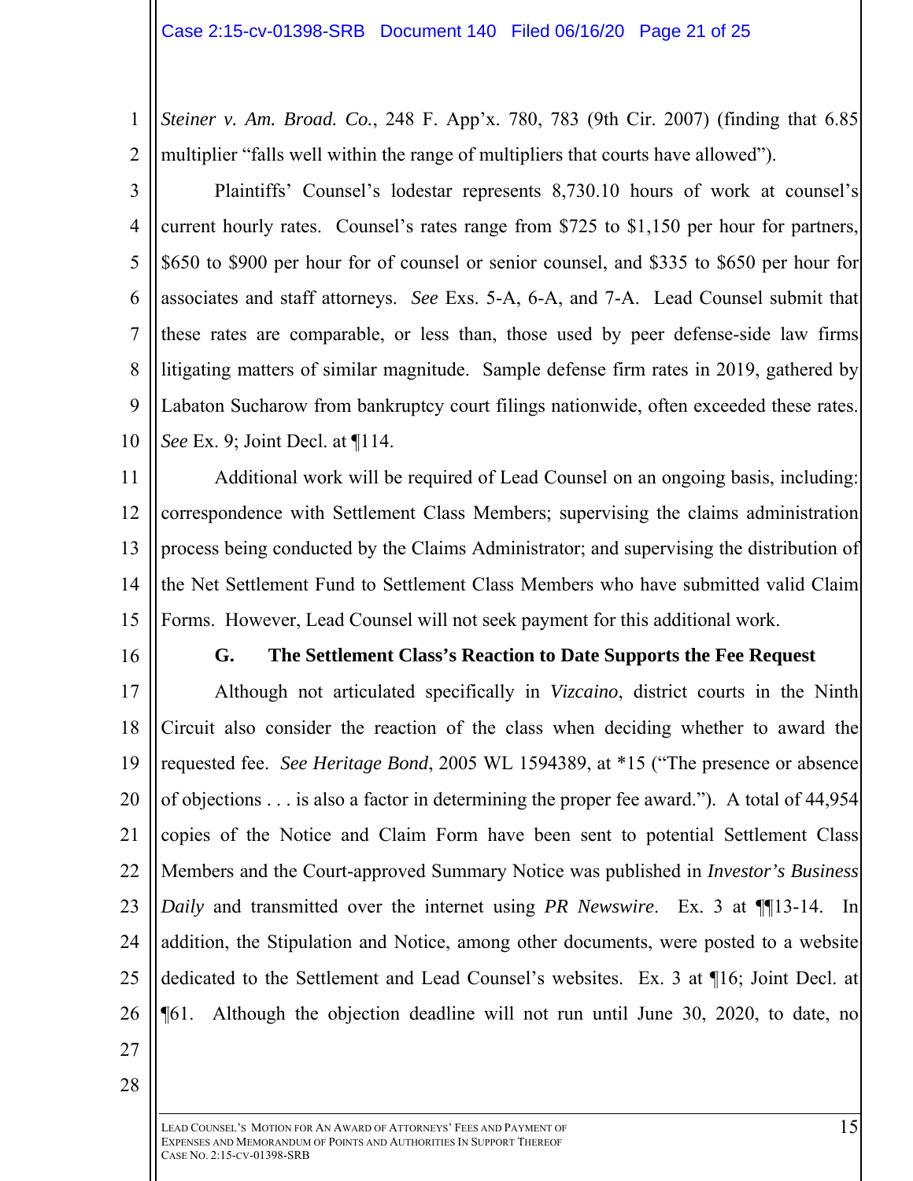*Steiner v. Am. Broad. Co.*, 248 F. App'x. 780, 783 (9th Cir. 2007) (finding that 6.85 multiplier "falls well within the range of multipliers that courts have allowed").

Plaintiffs' Counsel's lodestar represents 8,730.10 hours of work at counsel's current hourly rates. Counsel's rates range from $725 to $1,150 per hour for partners, $650 to $900 per hour for of counsel or senior counsel, and $335 to $650 per hour for associates and staff attorneys. *See* Exs. 5-A, 6-A, and 7-A. Lead Counsel submit that these rates are comparable, or less than, those used by peer defense-side law firms litigating matters of similar magnitude. Sample defense firm rates in 2019, gathered by Labaton Sucharow from bankruptcy court filings nationwide, often exceeded these rates. *See* Ex. 9; Joint Decl. at ¶114.

Additional work will be required of Lead Counsel on an ongoing basis, including: correspondence with Settlement Class Members; supervising the claims administration process being conducted by the Claims Administrator; and supervising the distribution of the Net Settlement Fund to Settlement Class Members who have submitted valid Claim Forms. However, Lead Counsel will not seek payment for this additional work.

### G. The Settlement Class's Reaction to Date Supports the Fee Request

Although not articulated specifically in *Vizcaino*, district courts in the Ninth Circuit also consider the reaction of the class when deciding whether to award the requested fee. *See Heritage Bond*, 2005 WL 1594389, at *15 ("The presence or absence of objections . . . is also a factor in determining the proper fee award."). A total of 44,954 copies of the Notice and Claim Form have been sent to potential Settlement Class Members and the Court-approved Summary Notice was published in *Investor's Business Daily* and transmitted over the internet using *PR Newswire*. Ex. 3 at ¶¶13-14. In addition, the Stipulation and Notice, among other documents, were posted to a website dedicated to the Settlement and Lead Counsel's websites. Ex. 3 at ¶16; Joint Decl. at ¶61. Although the objection deadline will not run until June 30, 2020, to date, no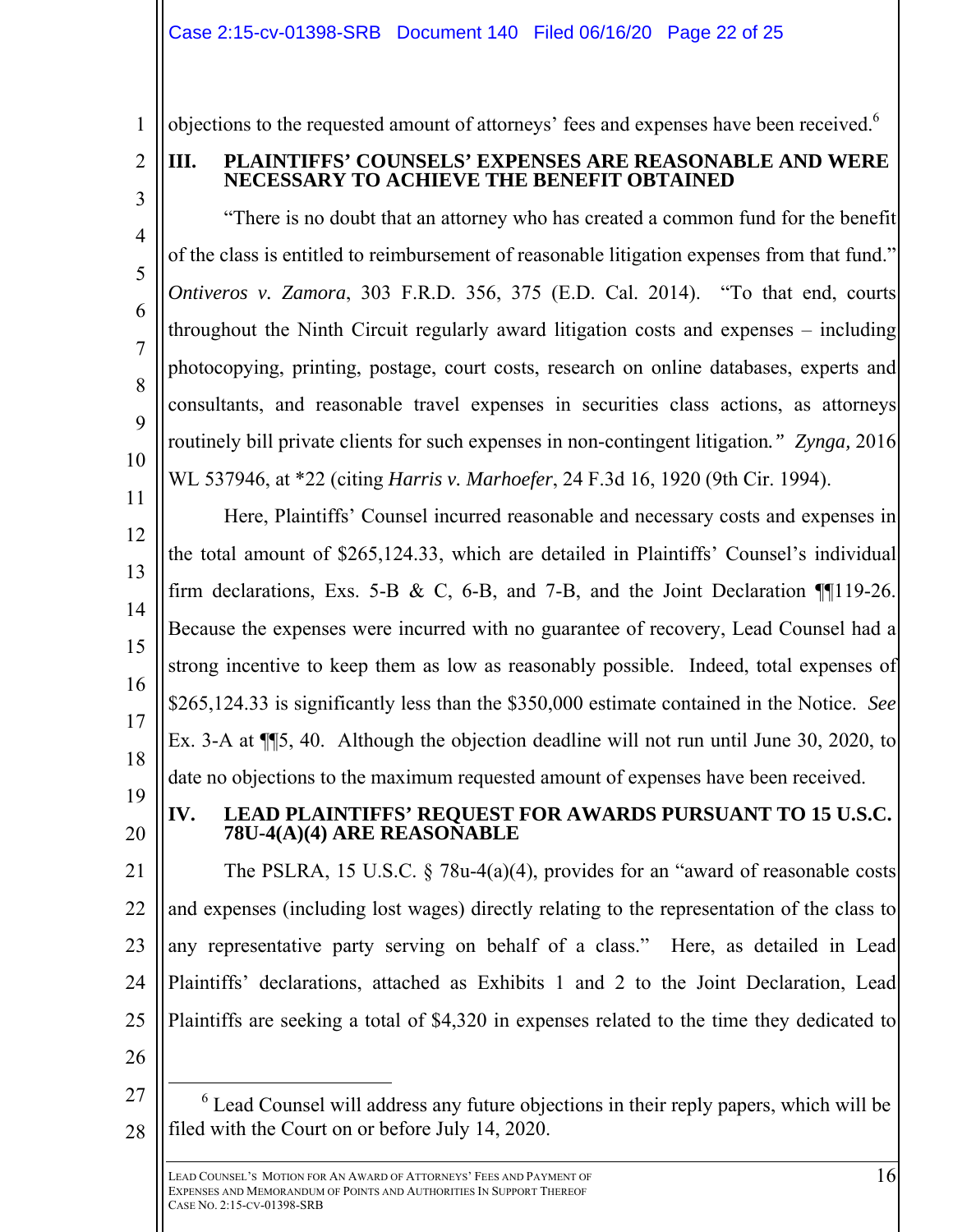objections to the requested amount of attorneys' fees and expenses have been received.[6]

## III. PLAINTIFFS' COUNSELS' EXPENSES ARE REASONABLE AND WERE NECESSARY TO ACHIEVE THE BENEFIT OBTAINED

"There is no doubt that an attorney who has created a common fund for the benefit of the class is entitled to reimbursement of reasonable litigation expenses from that fund." *Ontiveros v. Zamora*, 303 F.R.D. 356, 375 (E.D. Cal. 2014). "To that end, courts throughout the Ninth Circuit regularly award litigation costs and expenses – including photocopying, printing, postage, court costs, research on online databases, experts and consultants, and reasonable travel expenses in securities class actions, as attorneys routinely bill private clients for such expenses in non-contingent litigation*." Zynga,* 2016 WL 537946, at *22 (citing *Harris v. Marhoefer*, 24 F.3d 16, 1920 (9th Cir. 1994).

Here, Plaintiffs' Counsel incurred reasonable and necessary costs and expenses in the total amount of $265,124.33, which are detailed in Plaintiffs' Counsel's individual firm declarations, Exs. 5-B & C, 6-B, and 7-B, and the Joint Declaration ¶¶119-26. Because the expenses were incurred with no guarantee of recovery, Lead Counsel had a strong incentive to keep them as low as reasonably possible. Indeed, total expenses of $265,124.33 is significantly less than the $350,000 estimate contained in the Notice. *See* Ex. 3-A at ¶¶5, 40. Although the objection deadline will not run until June 30, 2020, to date no objections to the maximum requested amount of expenses have been received.

## IV. LEAD PLAINTIFFS' REQUEST FOR AWARDS PURSUANT TO 15 U.S.C. 78U-4(A)(4) ARE REASONABLE

The PSLRA, 15 U.S.C. § 78u-4(a)(4), provides for an "award of reasonable costs and expenses (including lost wages) directly relating to the representation of the class to any representative party serving on behalf of a class." Here, as detailed in Lead Plaintiffs' declarations, attached as Exhibits 1 and 2 to the Joint Declaration, Lead Plaintiffs are seeking a total of $4,320 in expenses related to the time they dedicated to

---

[6] Lead Counsel will address any future objections in their reply papers, which will be filed with the Court on or before July 14, 2020.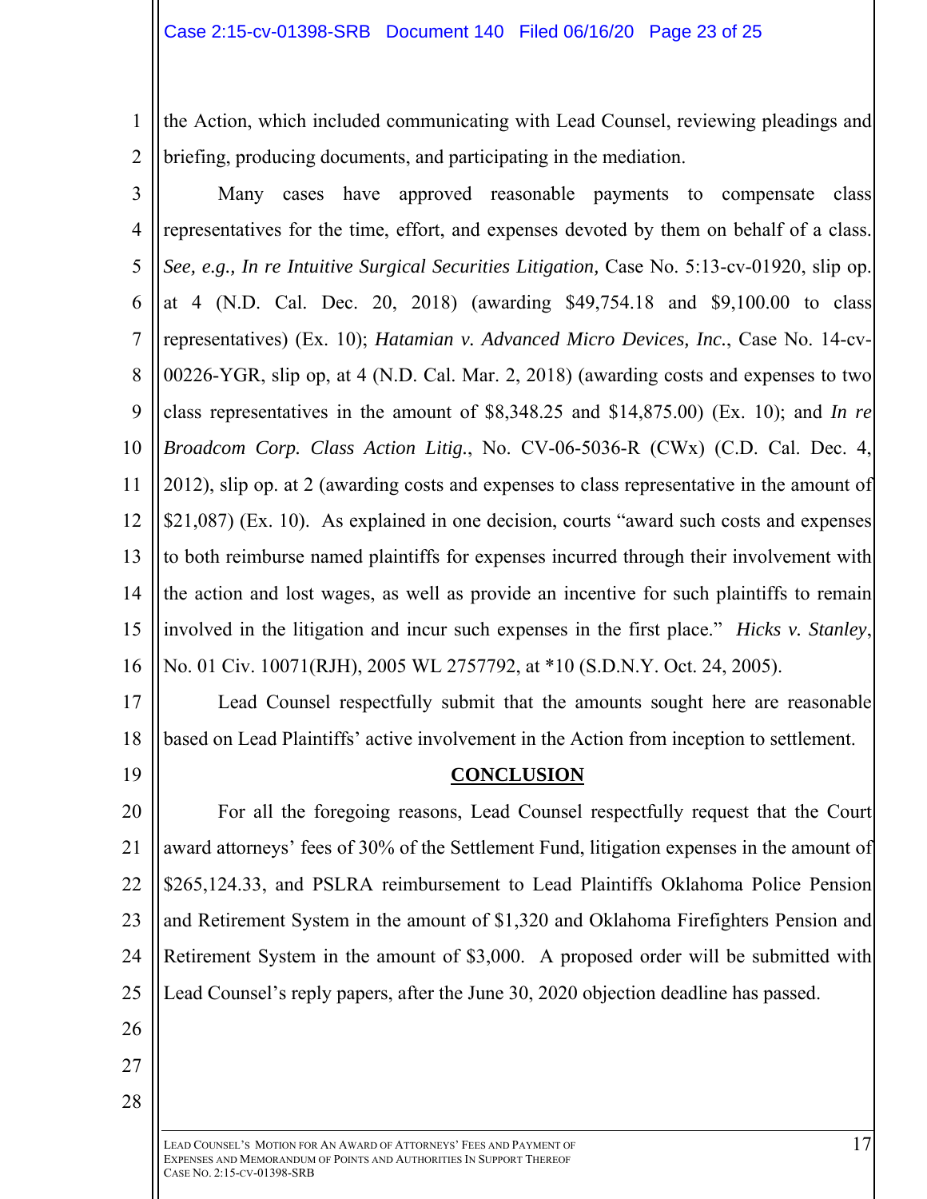the Action, which included communicating with Lead Counsel, reviewing pleadings and briefing, producing documents, and participating in the mediation.

Many cases have approved reasonable payments to compensate class representatives for the time, effort, and expenses devoted by them on behalf of a class. *See, e.g., In re Intuitive Surgical Securities Litigation,* Case No. 5:13-cv-01920, slip op. at 4 (N.D. Cal. Dec. 20, 2018) (awarding $49,754.18 and $9,100.00 to class representatives) (Ex. 10); *Hatamian v. Advanced Micro Devices, Inc.*, Case No. 14-cv-00226-YGR, slip op, at 4 (N.D. Cal. Mar. 2, 2018) (awarding costs and expenses to two class representatives in the amount of $8,348.25 and $14,875.00) (Ex. 10); and *In re Broadcom Corp. Class Action Litig.*, No. CV-06-5036-R (CWx) (C.D. Cal. Dec. 4, 2012), slip op. at 2 (awarding costs and expenses to class representative in the amount of $21,087) (Ex. 10). As explained in one decision, courts "award such costs and expenses to both reimburse named plaintiffs for expenses incurred through their involvement with the action and lost wages, as well as provide an incentive for such plaintiffs to remain involved in the litigation and incur such expenses in the first place." *Hicks v. Stanley*, No. 01 Civ. 10071(RJH), 2005 WL 2757792, at *10 (S.D.N.Y. Oct. 24, 2005).

Lead Counsel respectfully submit that the amounts sought here are reasonable based on Lead Plaintiffs' active involvement in the Action from inception to settlement.

## CONCLUSION

For all the foregoing reasons, Lead Counsel respectfully request that the Court award attorneys' fees of 30% of the Settlement Fund, litigation expenses in the amount of $265,124.33, and PSLRA reimbursement to Lead Plaintiffs Oklahoma Police Pension and Retirement System in the amount of $1,320 and Oklahoma Firefighters Pension and Retirement System in the amount of $3,000. A proposed order will be submitted with Lead Counsel's reply papers, after the June 30, 2020 objection deadline has passed.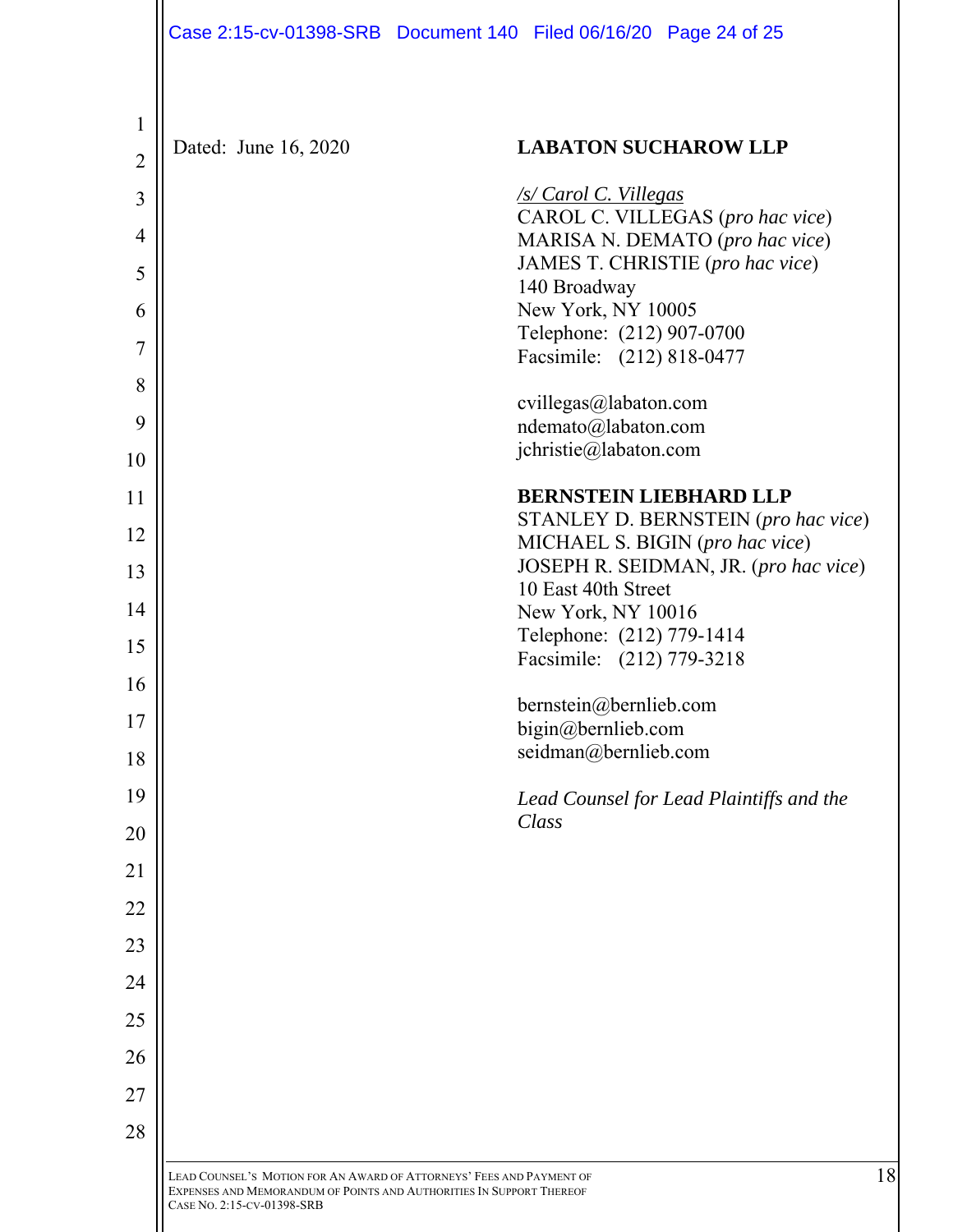Dated: June 16, 2020

**LABATON SUCHAROW LLP**

/s/ Carol C. Villegas
CAROL C. VILLEGAS (*pro hac vice*)
MARISA N. DEMATO (*pro hac vice*)
JAMES T. CHRISTIE (*pro hac vice*)
140 Broadway
New York, NY 10005
Telephone: (212) 907-0700
Facsimile: (212) 818-0477

cvillegas@labaton.com
ndemato@labaton.com
jchristie@labaton.com

**BERNSTEIN LIEBHARD LLP**
STANLEY D. BERNSTEIN (*pro hac vice*)
MICHAEL S. BIGIN (*pro hac vice*)
JOSEPH R. SEIDMAN, JR. (*pro hac vice*)
10 East 40th Street
New York, NY 10016
Telephone: (212) 779-1414
Facsimile: (212) 779-3218

bernstein@bernlieb.com
bigin@bernlieb.com
seidman@bernlieb.com

*Lead Counsel for Lead Plaintiffs and the Class*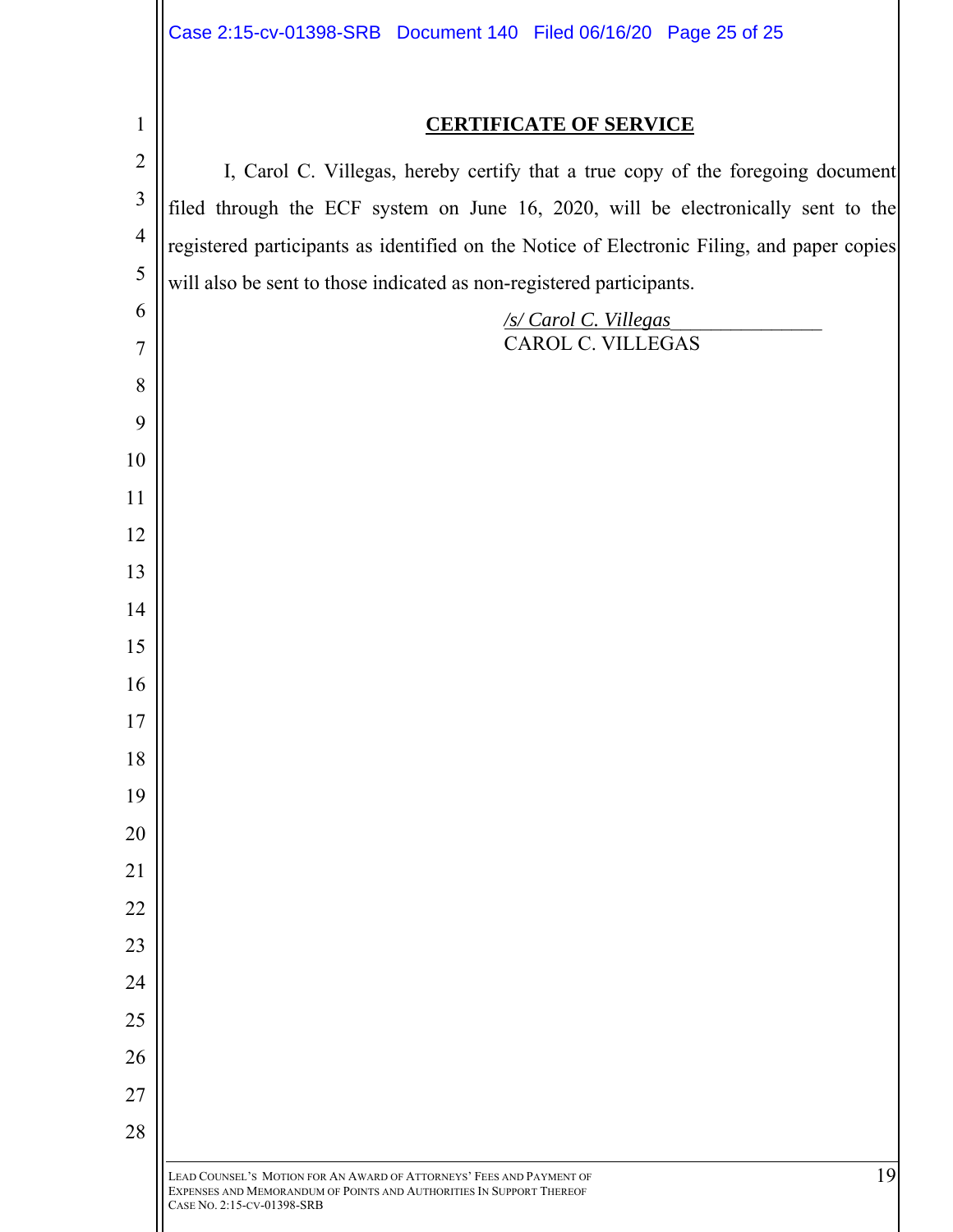## CERTIFICATE OF SERVICE

I, Carol C. Villegas, hereby certify that a true copy of the foregoing document filed through the ECF system on June 16, 2020, will be electronically sent to the registered participants as identified on the Notice of Electronic Filing, and paper copies will also be sent to those indicated as non-registered participants.

*/s/ Carol C. Villegas*
CAROL C. VILLEGAS